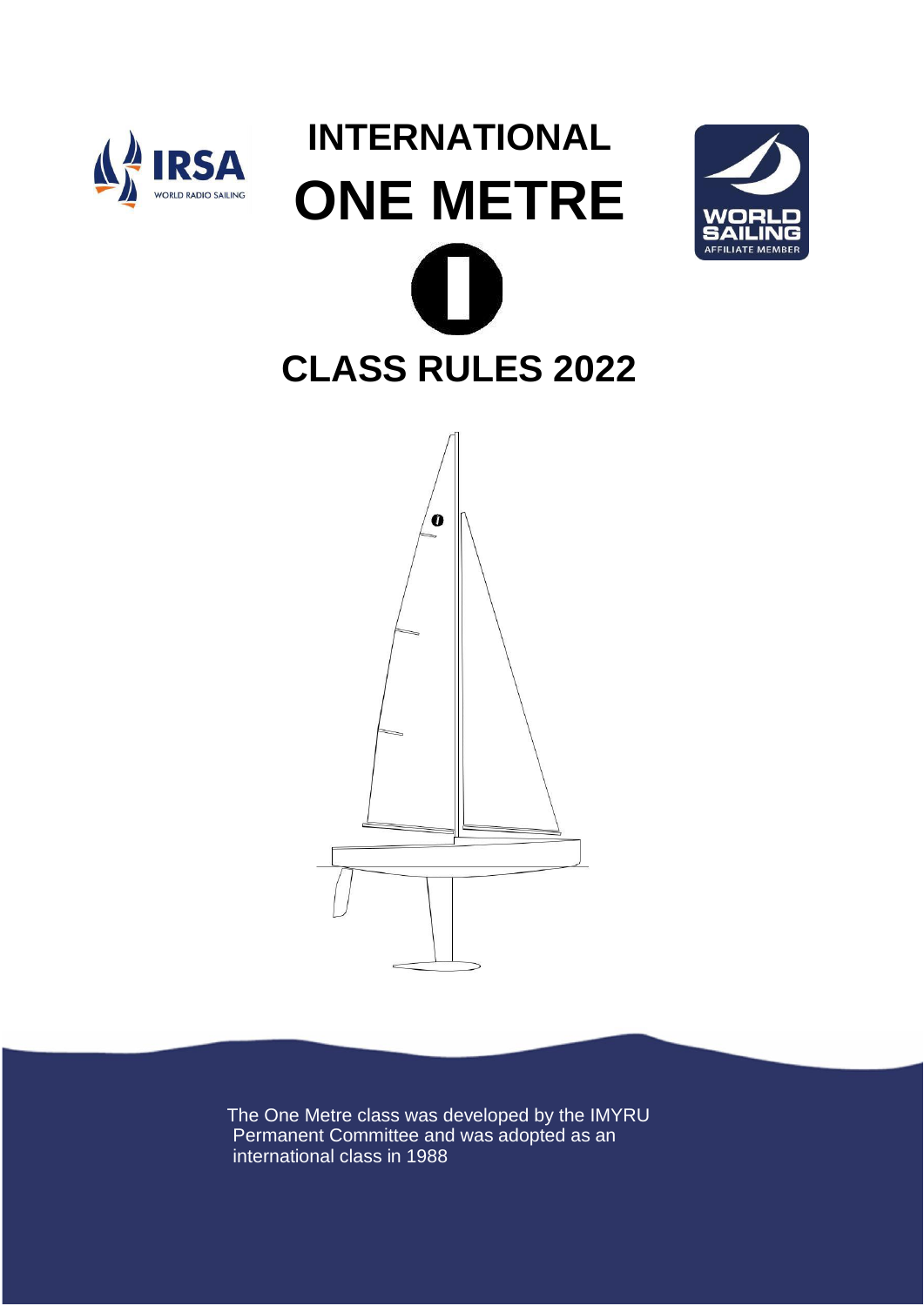# INTERNATIONAL

# ONE METRE

# CLASS RULES 2022

The One Metre class was developed by the IMYRU Permanent Committee and was adopted as an international class in 1988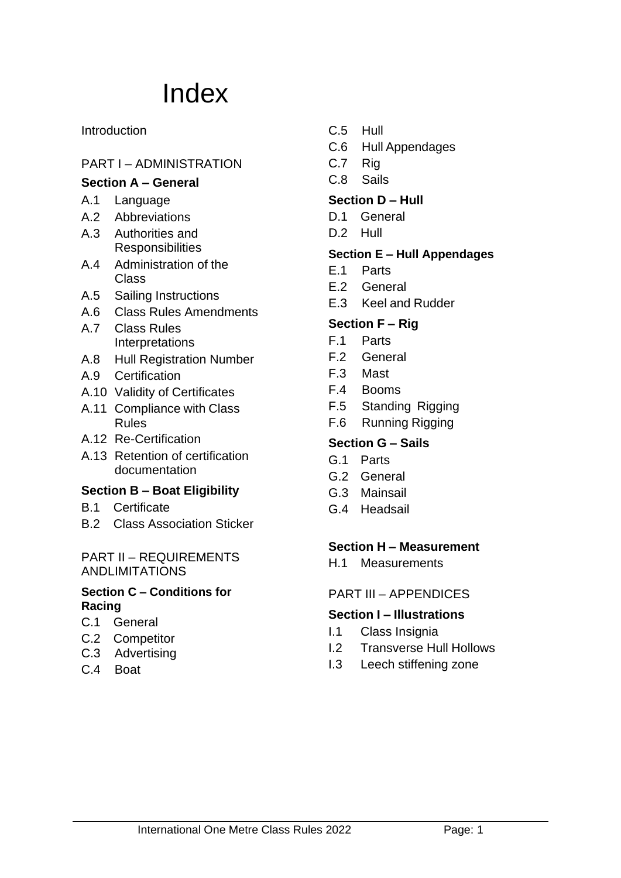# Index

Introduction

PART I – ADMINISTRATION

**Section A – General**

- A.1 Language
- A.2 Abbreviations
- A.3 Authorities and Responsibilities
- A.4 Administration of the Class
- A.5 Sailing Instructions
- A.6 Class Rules Amendments
- A.7 Class Rules Interpretations
- A.8 Hull Registration Number
- A.9 Certification
- A.10 Validity of Certificates
- A.11 Compliance with Class Rules
- A.12 Re-Certification
- A.13 Retention of certification documentation

**Section B – Boat Eligibility**

- B.1 Certificate
- B.2 Class Association Sticker

PART II – REQUIREMENTS ANDLIMITATIONS

**Section C – Conditions for Racing**

- C.1 General
- C.2 Competitor
- C.3 Advertising
- C.4 Boat
- C.5 Hull
- C.6 Hull Appendages
- C.7 Rig
- C.8 Sails

**Section D – Hull**

- D.1 General
- D.2 Hull

**Section E – Hull Appendages**

- E.1 Parts
- E.2 General
- E.3 Keel and Rudder

**Section F – Rig**

- F.1 Parts
- F.2 General
- F.3 Mast
- F.4 Booms
- F.5 Standing Rigging
- F.6 Running Rigging

**Section G – Sails**

- G.1 Parts
- G.2 General
- G.3 Mainsail
- G.4 Headsail

**Section H – Measurement**

- H.1 Measurements

PART III – APPENDICES

**Section I – Illustrations**

- I.1 Class Insignia
- I.2 Transverse Hull Hollows
- I.3 Leech stiffening zone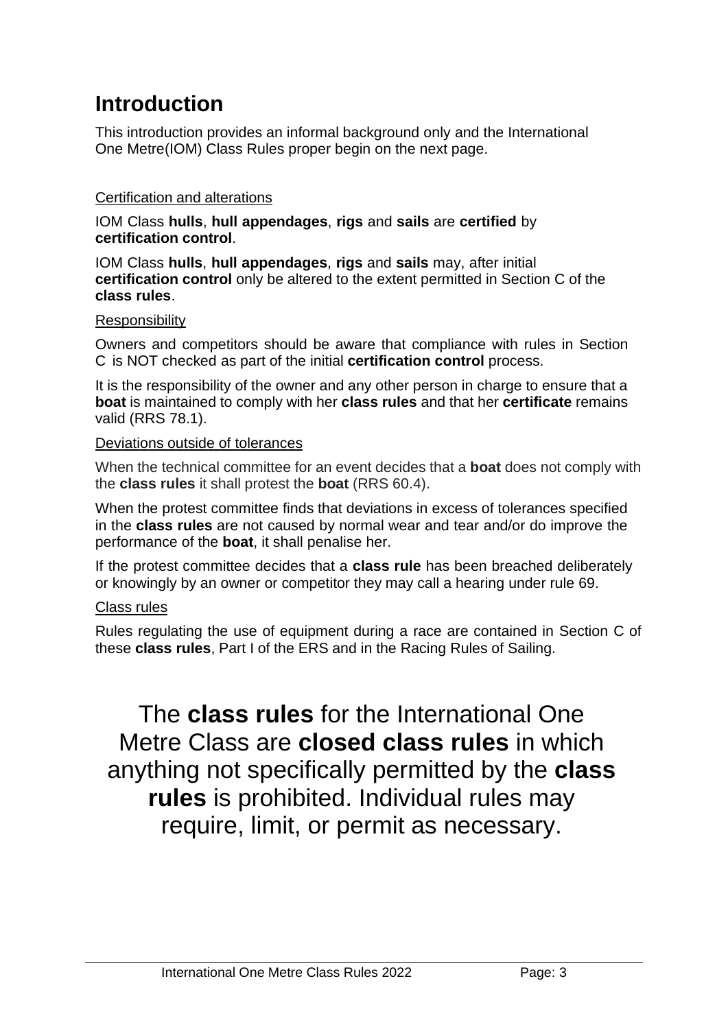# Introduction

This introduction provides an informal background only and the International One Metre(IOM) Class Rules proper begin on the next page.

Certification and alterations

IOM Class **hulls**, **hull appendages**, **rigs** and **sails** are **certified** by **certification control**.

IOM Class **hulls**, **hull appendages**, **rigs** and **sails** may, after initial **certification control** only be altered to the extent permitted in Section C of the **class rules**.

Responsibility

Owners and competitors should be aware that compliance with rules in Section C is NOT checked as part of the initial **certification control** process.

It is the responsibility of the owner and any other person in charge to ensure that a **boat** is maintained to comply with her **class rules** and that her **certificate** remains valid (RRS 78.1).

Deviations outside of tolerances

When the technical committee for an event decides that a **boat** does not comply with the **class rules** it shall protest the **boat** (RRS 60.4).

When the protest committee finds that deviations in excess of tolerances specified in the **class rules** are not caused by normal wear and tear and/or do improve the performance of the **boat**, it shall penalise her.

If the protest committee decides that a **class rule** has been breached deliberately or knowingly by an owner or competitor they may call a hearing under rule 69.

Class rules

Rules regulating the use of equipment during a race are contained in Section C of these **class rules**, Part I of the ERS and in the Racing Rules of Sailing.

The **class rules** for the International One Metre Class are **closed class rules** in which anything not specifically permitted by the **class rules** is prohibited. Individual rules may require, limit, or permit as necessary.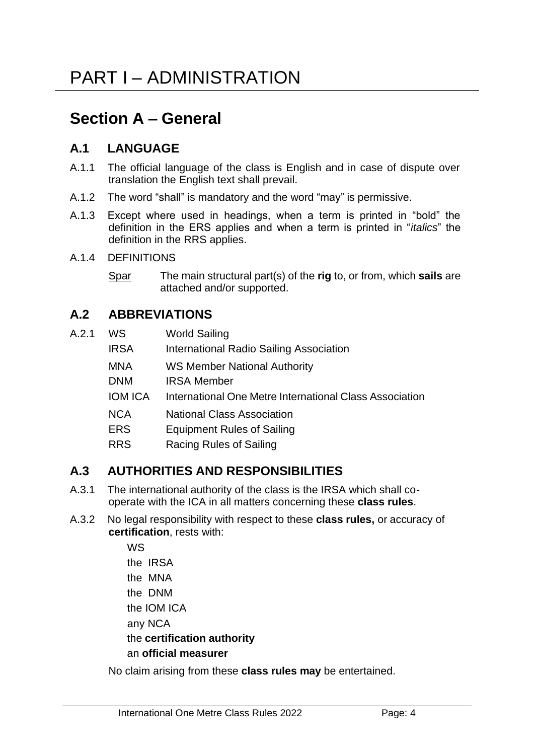# PART I – ADMINISTRATION

## Section A – General

### A.1 LANGUAGE

A.1.1 The official language of the class is English and in case of dispute over translation the English text shall prevail.

A.1.2 The word "shall" is mandatory and the word "may" is permissive.

A.1.3 Except where used in headings, when a term is printed in "bold" the definition in the ERS applies and when a term is printed in "*italics*" the definition in the RRS applies.

A.1.4 DEFINITIONS

Spar — The main structural part(s) of the **rig** to, or from, which **sails** are attached and/or supported.

### A.2 ABBREVIATIONS

A.2.1

| | |
|---|---|
| WS | World Sailing |
| IRSA | International Radio Sailing Association |
| MNA | WS Member National Authority |
| DNM | IRSA Member |
| IOM ICA | International One Metre International Class Association |
| NCA | National Class Association |
| ERS | Equipment Rules of Sailing |
| RRS | Racing Rules of Sailing |

### A.3 AUTHORITIES AND RESPONSIBILITIES

A.3.1 The international authority of the class is the IRSA which shall co-operate with the ICA in all matters concerning these **class rules**.

A.3.2 No legal responsibility with respect to these **class rules,** or accuracy of **certification**, rests with:

WS
the IRSA
the MNA
the DNM
the IOM ICA
any NCA
the **certification authority**
an **official measurer**

No claim arising from these **class rules may** be entertained.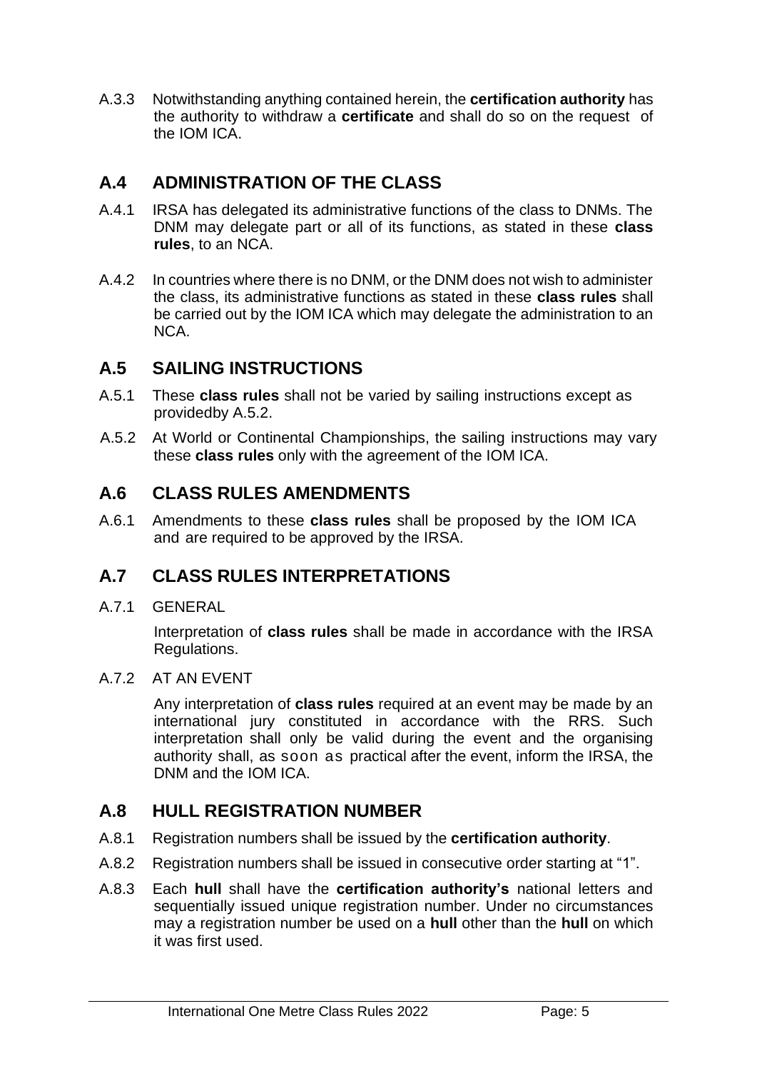A.3.3 Notwithstanding anything contained herein, the **certification authority** has the authority to withdraw a **certificate** and shall do so on the request of the IOM ICA.

## A.4 ADMINISTRATION OF THE CLASS

A.4.1 IRSA has delegated its administrative functions of the class to DNMs. The DNM may delegate part or all of its functions, as stated in these **class rules**, to an NCA.

A.4.2 In countries where there is no DNM, or the DNM does not wish to administer the class, its administrative functions as stated in these **class rules** shall be carried out by the IOM ICA which may delegate the administration to an NCA.

## A.5 SAILING INSTRUCTIONS

A.5.1 These **class rules** shall not be varied by sailing instructions except as providedby A.5.2.

A.5.2 At World or Continental Championships, the sailing instructions may vary these **class rules** only with the agreement of the IOM ICA.

## A.6 CLASS RULES AMENDMENTS

A.6.1 Amendments to these **class rules** shall be proposed by the IOM ICA and are required to be approved by the IRSA.

## A.7 CLASS RULES INTERPRETATIONS

A.7.1 GENERAL

Interpretation of **class rules** shall be made in accordance with the IRSA Regulations.

A.7.2 AT AN EVENT

Any interpretation of **class rules** required at an event may be made by an international jury constituted in accordance with the RRS. Such interpretation shall only be valid during the event and the organising authority shall, as soon as practical after the event, inform the IRSA, the DNM and the IOM ICA.

## A.8 HULL REGISTRATION NUMBER

A.8.1 Registration numbers shall be issued by the **certification authority**.

A.8.2 Registration numbers shall be issued in consecutive order starting at "1".

A.8.3 Each **hull** shall have the **certification authority's** national letters and sequentially issued unique registration number. Under no circumstances may a registration number be used on a **hull** other than the **hull** on which it was first used.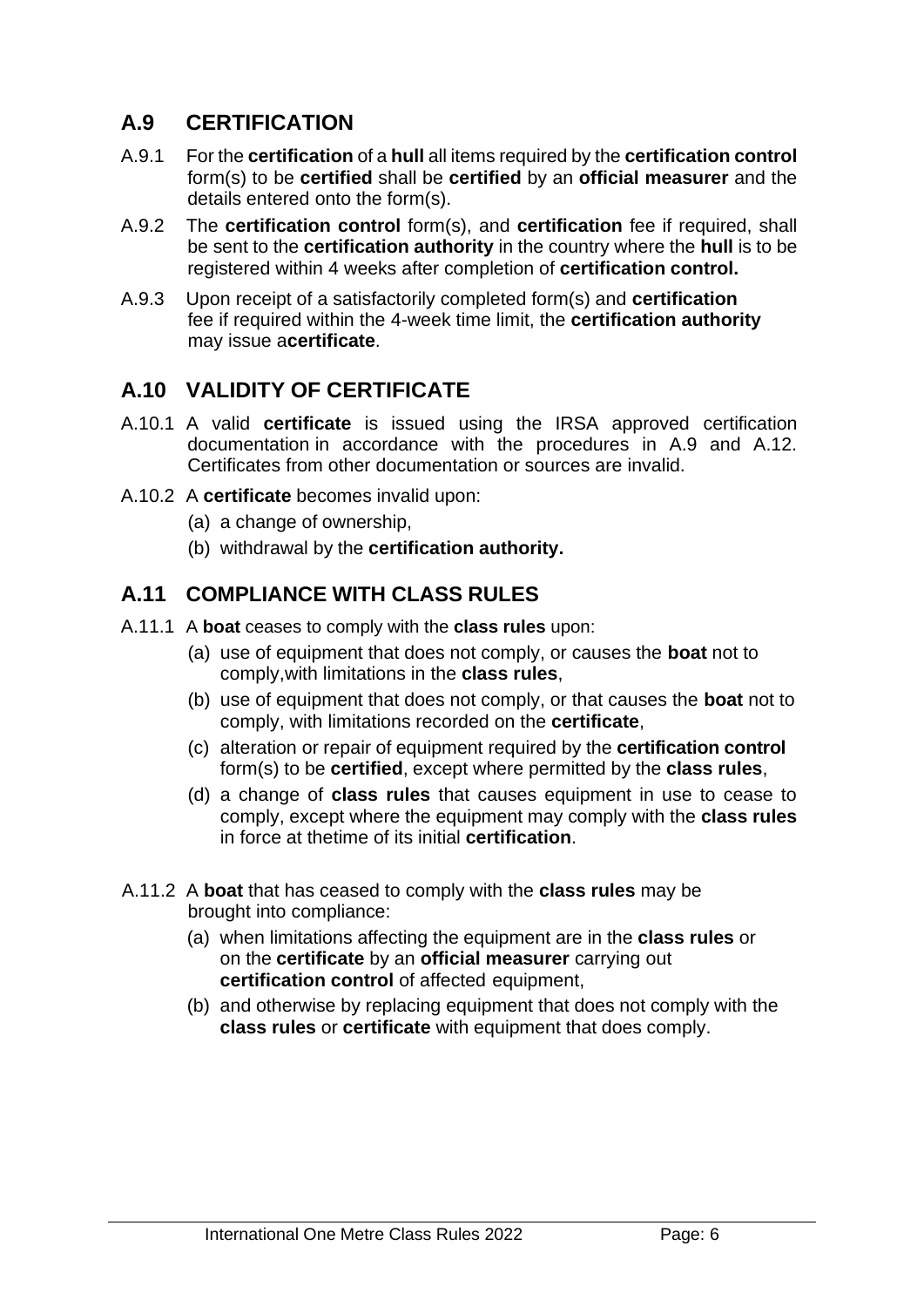## A.9 CERTIFICATION

A.9.1 For the **certification** of a **hull** all items required by the **certification control** form(s) to be **certified** shall be **certified** by an **official measurer** and the details entered onto the form(s).

A.9.2 The **certification control** form(s), and **certification** fee if required, shall be sent to the **certification authority** in the country where the **hull** is to be registered within 4 weeks after completion of **certification control.**

A.9.3 Upon receipt of a satisfactorily completed form(s) and **certification** fee if required within the 4-week time limit, the **certification authority** may issue a**certificate**.

## A.10 VALIDITY OF CERTIFICATE

A.10.1 A valid **certificate** is issued using the IRSA approved certification documentation in accordance with the procedures in A.9 and A.12. Certificates from other documentation or sources are invalid.

A.10.2 A **certificate** becomes invalid upon:

(a) a change of ownership,

(b) withdrawal by the **certification authority.**

## A.11 COMPLIANCE WITH CLASS RULES

A.11.1 A **boat** ceases to comply with the **class rules** upon:

(a) use of equipment that does not comply, or causes the **boat** not to comply,with limitations in the **class rules**,

(b) use of equipment that does not comply, or that causes the **boat** not to comply, with limitations recorded on the **certificate**,

(c) alteration or repair of equipment required by the **certification control** form(s) to be **certified**, except where permitted by the **class rules**,

(d) a change of **class rules** that causes equipment in use to cease to comply, except where the equipment may comply with the **class rules** in force at thetime of its initial **certification**.

A.11.2 A **boat** that has ceased to comply with the **class rules** may be brought into compliance:

(a) when limitations affecting the equipment are in the **class rules** or on the **certificate** by an **official measurer** carrying out **certification control** of affected equipment,

(b) and otherwise by replacing equipment that does not comply with the **class rules** or **certificate** with equipment that does comply.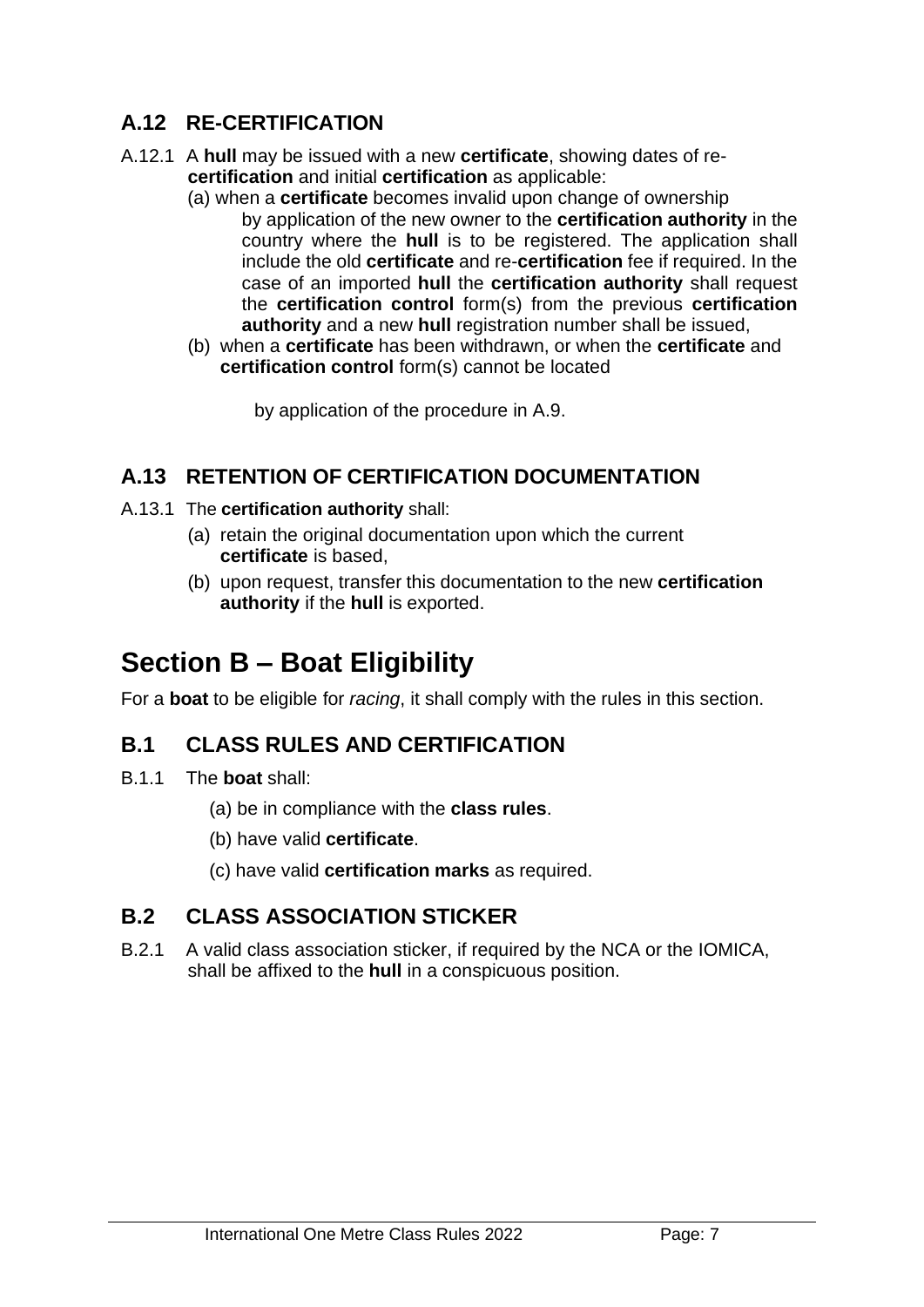## A.12 RE-CERTIFICATION

A.12.1 A **hull** may be issued with a new **certificate**, showing dates of re-**certification** and initial **certification** as applicable:

(a) when a **certificate** becomes invalid upon change of ownership

by application of the new owner to the **certification authority** in the country where the **hull** is to be registered. The application shall include the old **certificate** and re-**certification** fee if required. In the case of an imported **hull** the **certification authority** shall request the **certification control** form(s) from the previous **certification authority** and a new **hull** registration number shall be issued,

(b) when a **certificate** has been withdrawn, or when the **certificate** and **certification control** form(s) cannot be located

by application of the procedure in A.9.

## A.13 RETENTION OF CERTIFICATION DOCUMENTATION

A.13.1 The **certification authority** shall:

(a) retain the original documentation upon which the current **certificate** is based,

(b) upon request, transfer this documentation to the new **certification authority** if the **hull** is exported.

# Section B – Boat Eligibility

For a **boat** to be eligible for *racing*, it shall comply with the rules in this section.

## B.1 CLASS RULES AND CERTIFICATION

B.1.1 The **boat** shall:

(a) be in compliance with the **class rules**.

(b) have valid **certificate**.

(c) have valid **certification marks** as required.

## B.2 CLASS ASSOCIATION STICKER

B.2.1 A valid class association sticker, if required by the NCA or the IOMICA, shall be affixed to the **hull** in a conspicuous position.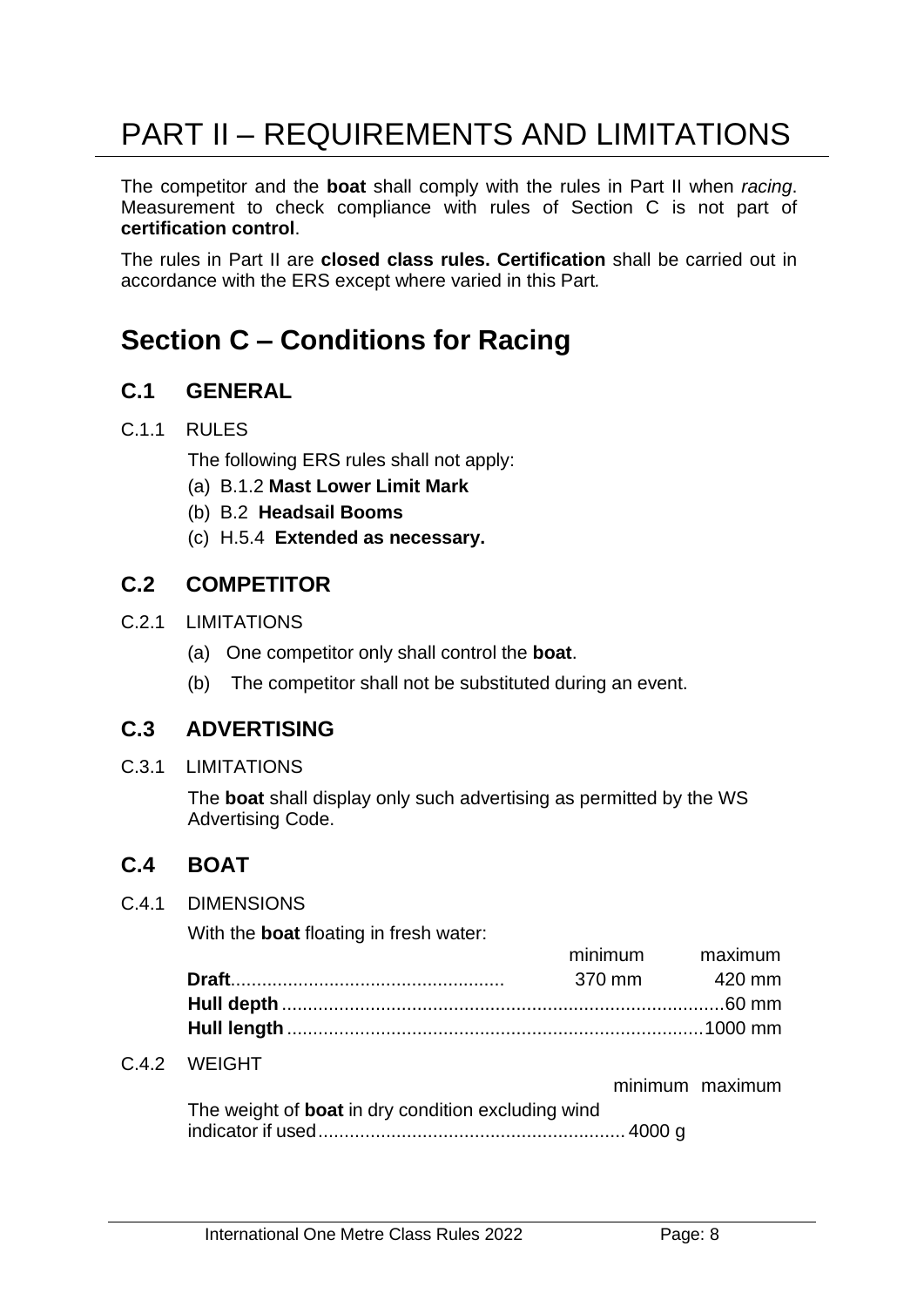# PART II – REQUIREMENTS AND LIMITATIONS

The competitor and the **boat** shall comply with the rules in Part II when *racing*. Measurement to check compliance with rules of Section C is not part of **certification control**.

The rules in Part II are **closed class rules. Certification** shall be carried out in accordance with the ERS except where varied in this Part.

## Section C – Conditions for Racing

### C.1 GENERAL

C.1.1 RULES

The following ERS rules shall not apply:

(a) B.1.2 **Mast Lower Limit Mark**

(b) B.2 **Headsail Booms**

(c) H.5.4 **Extended as necessary.**

### C.2 COMPETITOR

C.2.1 LIMITATIONS

(a) One competitor only shall control the **boat**.

(b) The competitor shall not be substituted during an event.

### C.3 ADVERTISING

C.3.1 LIMITATIONS

The **boat** shall display only such advertising as permitted by the WS Advertising Code.

### C.4 BOAT

C.4.1 DIMENSIONS

With the **boat** floating in fresh water:

| | minimum | maximum |
|---|---|---|
| **Draft** | 370 mm | 420 mm |
| **Hull depth** | | 60 mm |
| **Hull length** | | 1000 mm |

C.4.2 WEIGHT

| | minimum | maximum |
|---|---|---|
| The weight of **boat** in dry condition excluding wind indicator if used | 4000 g | |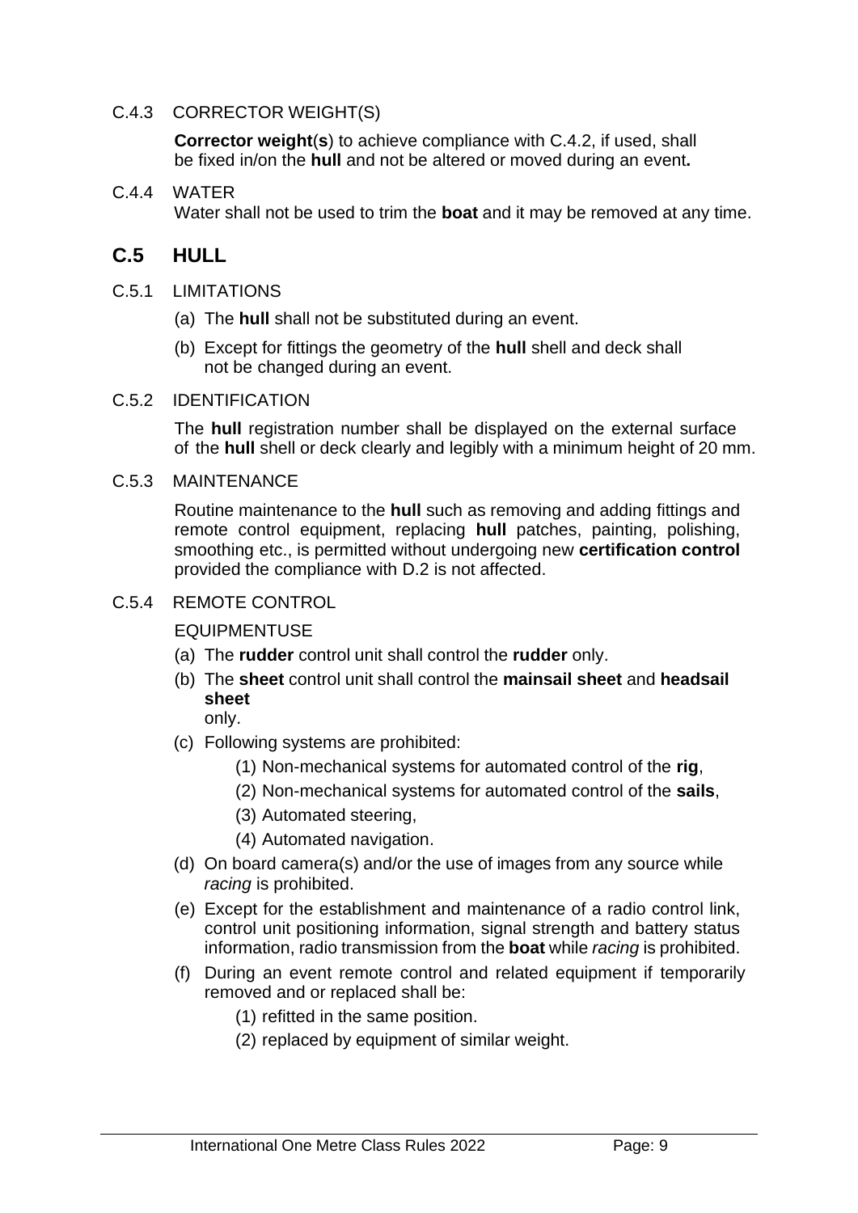C.4.3 CORRECTOR WEIGHT(S)

**Corrector weight**(**s**) to achieve compliance with C.4.2, if used, shall be fixed in/on the **hull** and not be altered or moved during an event**.**

C.4.4 WATER

Water shall not be used to trim the **boat** and it may be removed at any time.

## C.5 HULL

C.5.1 LIMITATIONS

(a) The **hull** shall not be substituted during an event.

(b) Except for fittings the geometry of the **hull** shell and deck shall not be changed during an event.

C.5.2 IDENTIFICATION

The **hull** registration number shall be displayed on the external surface of the **hull** shell or deck clearly and legibly with a minimum height of 20 mm.

C.5.3 MAINTENANCE

Routine maintenance to the **hull** such as removing and adding fittings and remote control equipment, replacing **hull** patches, painting, polishing, smoothing etc., is permitted without undergoing new **certification control** provided the compliance with D.2 is not affected.

C.5.4 REMOTE CONTROL

EQUIPMENTUSE

(a) The **rudder** control unit shall control the **rudder** only.

(b) The **sheet** control unit shall control the **mainsail sheet** and **headsail sheet** only.

(c) Following systems are prohibited:

- (1) Non-mechanical systems for automated control of the **rig**,
- (2) Non-mechanical systems for automated control of the **sails**,
- (3) Automated steering,
- (4) Automated navigation.

(d) On board camera(s) and/or the use of images from any source while *racing* is prohibited.

(e) Except for the establishment and maintenance of a radio control link, control unit positioning information, signal strength and battery status information, radio transmission from the **boat** while *racing* is prohibited.

(f) During an event remote control and related equipment if temporarily removed and or replaced shall be:

- (1) refitted in the same position.
- (2) replaced by equipment of similar weight.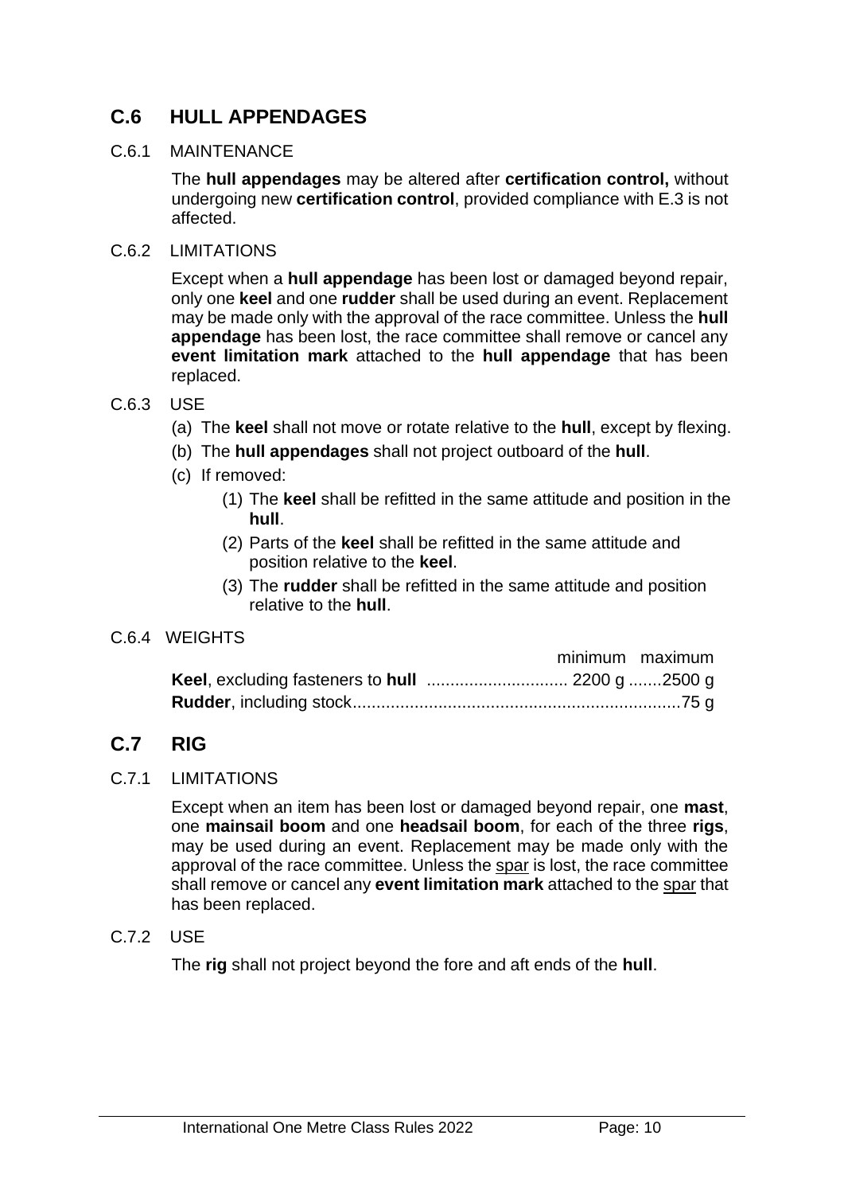## C.6 HULL APPENDAGES

### C.6.1 MAINTENANCE

The **hull appendages** may be altered after **certification control,** without undergoing new **certification control**, provided compliance with E.3 is not affected.

### C.6.2 LIMITATIONS

Except when a **hull appendage** has been lost or damaged beyond repair, only one **keel** and one **rudder** shall be used during an event. Replacement may be made only with the approval of the race committee. Unless the **hull appendage** has been lost, the race committee shall remove or cancel any **event limitation mark** attached to the **hull appendage** that has been replaced.

### C.6.3 USE

(a) The **keel** shall not move or rotate relative to the **hull**, except by flexing.

(b) The **hull appendages** shall not project outboard of the **hull**.

(c) If removed:

(1) The **keel** shall be refitted in the same attitude and position in the **hull**.

(2) Parts of the **keel** shall be refitted in the same attitude and position relative to the **keel**.

(3) The **rudder** shall be refitted in the same attitude and position relative to the **hull**.

### C.6.4 WEIGHTS

| | minimum | maximum |
|---|---|---|
| **Keel**, excluding fasteners to **hull** | 2200 g | 2500 g |
| **Rudder**, including stock | | 75 g |

## C.7 RIG

### C.7.1 LIMITATIONS

Except when an item has been lost or damaged beyond repair, one **mast**, one **mainsail boom** and one **headsail boom**, for each of the three **rigs**, may be used during an event. Replacement may be made only with the approval of the race committee. Unless the spar is lost, the race committee shall remove or cancel any **event limitation mark** attached to the spar that has been replaced.

### C.7.2 USE

The **rig** shall not project beyond the fore and aft ends of the **hull**.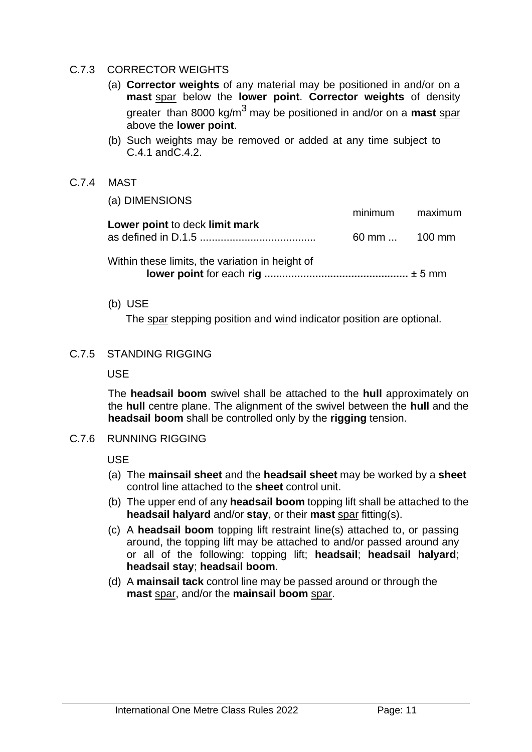### C.7.3 CORRECTOR WEIGHTS

(a) **Corrector weights** of any material may be positioned in and/or on a **mast** <u>spar</u> below the **lower point**. **Corrector weights** of density greater than 8000 kg/m$^3$ may be positioned in and/or on a **mast** <u>spar</u> above the **lower point**.

(b) Such weights may be removed or added at any time subject to C.4.1 andC.4.2.

### C.7.4 MAST

(a) DIMENSIONS

| | minimum | maximum |
|---|---|---|
| **Lower point** to deck **limit mark** as defined in D.1.5 ...................................... | 60 mm ... | 100 mm |

Within these limits, the variation in height of **lower point** for each **rig ...............................................** ± 5 mm

(b) USE

The <u>spar</u> stepping position and wind indicator position are optional.

### C.7.5 STANDING RIGGING

USE

The **headsail boom** swivel shall be attached to the **hull** approximately on the **hull** centre plane. The alignment of the swivel between the **hull** and the **headsail boom** shall be controlled only by the **rigging** tension.

### C.7.6 RUNNING RIGGING

USE

(a) The **mainsail sheet** and the **headsail sheet** may be worked by a **sheet** control line attached to the **sheet** control unit.

(b) The upper end of any **headsail boom** topping lift shall be attached to the **headsail halyard** and/or **stay**, or their **mast** <u>spar</u> fitting(s).

(c) A **headsail boom** topping lift restraint line(s) attached to, or passing around, the topping lift may be attached to and/or passed around any or all of the following: topping lift; **headsail**; **headsail halyard**; **headsail stay**; **headsail boom**.

(d) A **mainsail tack** control line may be passed around or through the **mast** <u>spar</u>, and/or the **mainsail boom** <u>spar</u>.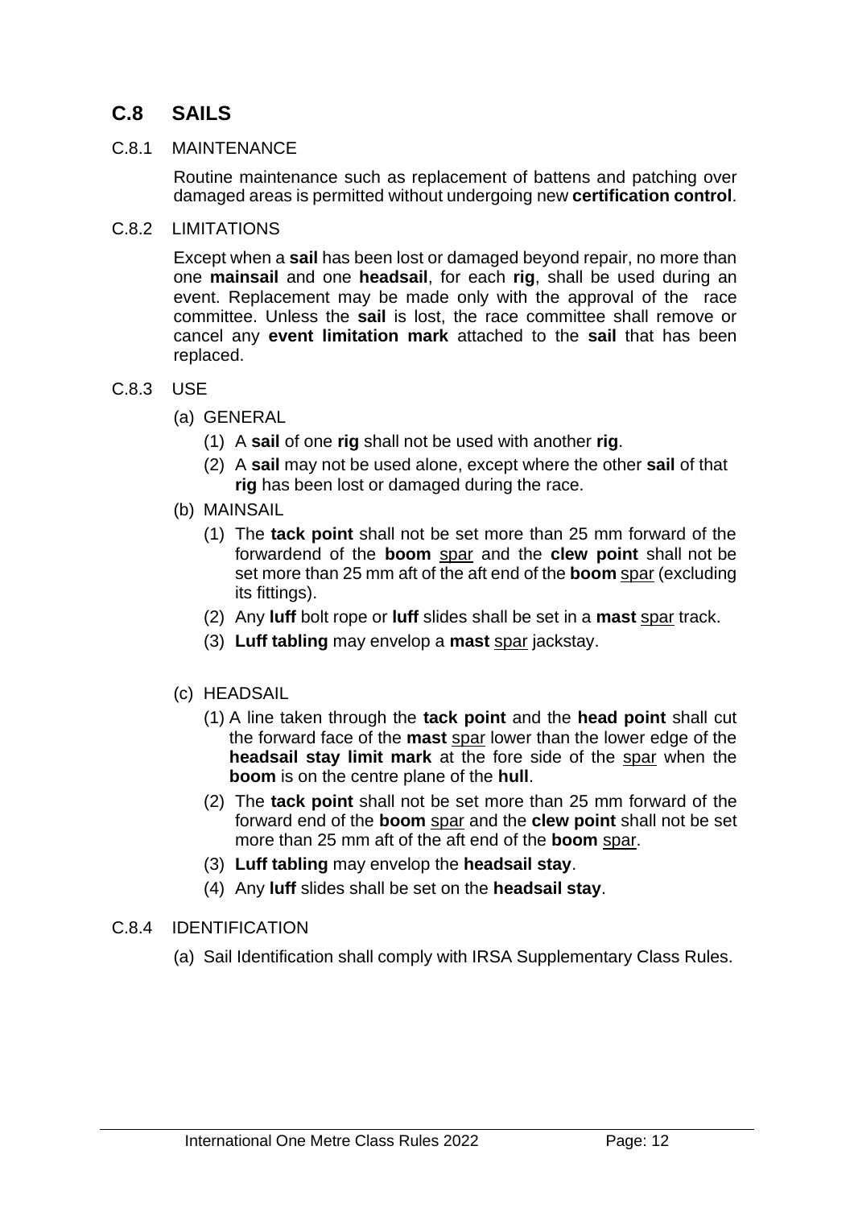## C.8 SAILS

C.8.1 MAINTENANCE

Routine maintenance such as replacement of battens and patching over damaged areas is permitted without undergoing new **certification control**.

C.8.2 LIMITATIONS

Except when a **sail** has been lost or damaged beyond repair, no more than one **mainsail** and one **headsail**, for each **rig**, shall be used during an event. Replacement may be made only with the approval of the race committee. Unless the **sail** is lost, the race committee shall remove or cancel any **event limitation mark** attached to the **sail** that has been replaced.

C.8.3 USE

(a) GENERAL

(1) A **sail** of one **rig** shall not be used with another **rig**.

(2) A **sail** may not be used alone, except where the other **sail** of that **rig** has been lost or damaged during the race.

(b) MAINSAIL

(1) The **tack point** shall not be set more than 25 mm forward of the forwardend of the **boom** spar and the **clew point** shall not be set more than 25 mm aft of the aft end of the **boom** spar (excluding its fittings).

(2) Any **luff** bolt rope or **luff** slides shall be set in a **mast** spar track.

(3) **Luff tabling** may envelop a **mast** spar jackstay.

(c) HEADSAIL

(1) A line taken through the **tack point** and the **head point** shall cut the forward face of the **mast** spar lower than the lower edge of the **headsail stay limit mark** at the fore side of the spar when the **boom** is on the centre plane of the **hull**.

(2) The **tack point** shall not be set more than 25 mm forward of the forward end of the **boom** spar and the **clew point** shall not be set more than 25 mm aft of the aft end of the **boom** spar.

(3) **Luff tabling** may envelop the **headsail stay**.

(4) Any **luff** slides shall be set on the **headsail stay**.

C.8.4 IDENTIFICATION

(a) Sail Identification shall comply with IRSA Supplementary Class Rules.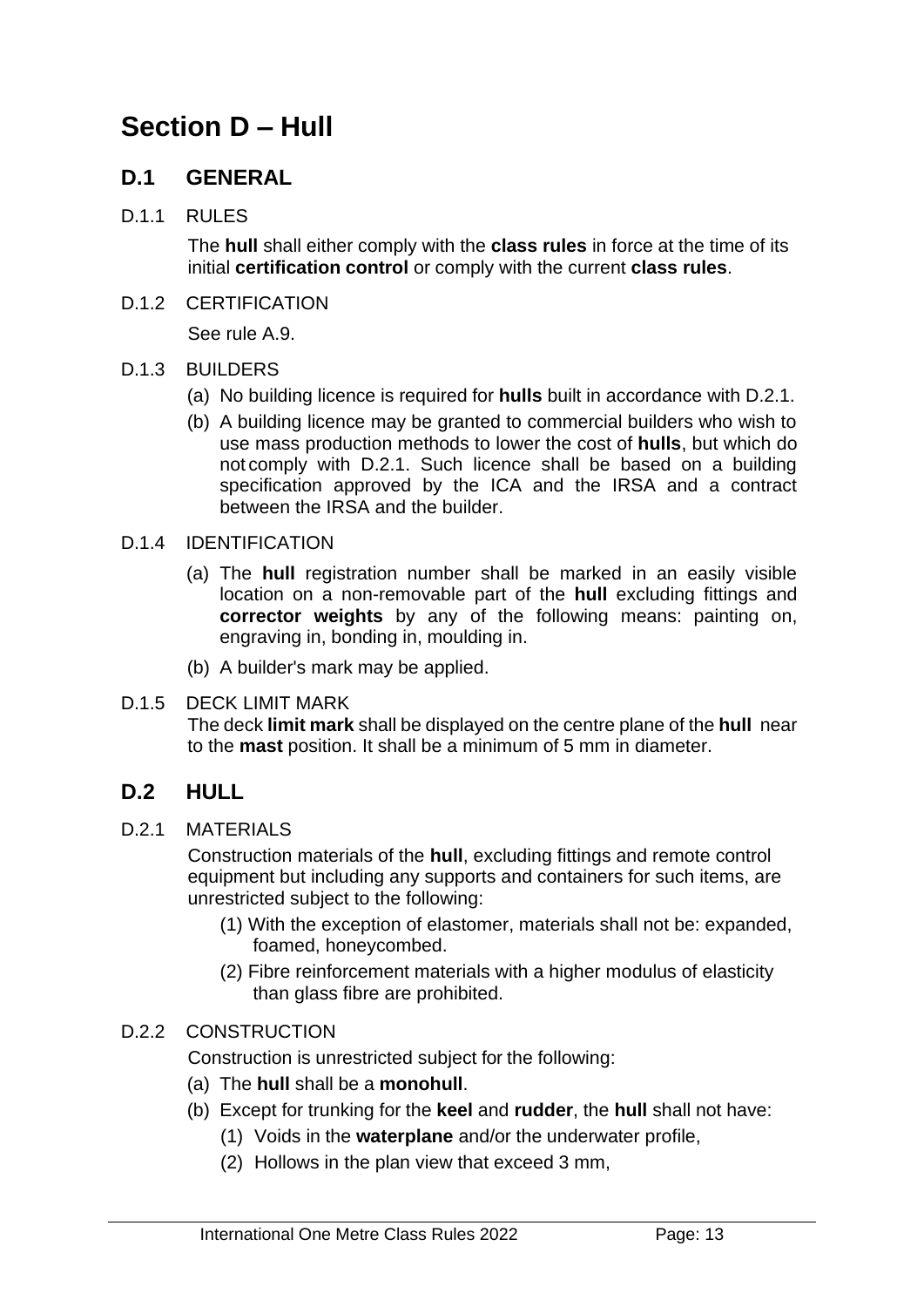# Section D – Hull

## D.1 GENERAL

D.1.1 RULES

The **hull** shall either comply with the **class rules** in force at the time of its initial **certification control** or comply with the current **class rules**.

D.1.2 CERTIFICATION

See rule A.9.

D.1.3 BUILDERS

(a) No building licence is required for **hulls** built in accordance with D.2.1.

(b) A building licence may be granted to commercial builders who wish to use mass production methods to lower the cost of **hulls**, but which do not comply with D.2.1. Such licence shall be based on a building specification approved by the ICA and the IRSA and a contract between the IRSA and the builder.

D.1.4 IDENTIFICATION

(a) The **hull** registration number shall be marked in an easily visible location on a non-removable part of the **hull** excluding fittings and **corrector weights** by any of the following means: painting on, engraving in, bonding in, moulding in.

(b) A builder's mark may be applied.

D.1.5 DECK LIMIT MARK

The deck **limit mark** shall be displayed on the centre plane of the **hull** near to the **mast** position. It shall be a minimum of 5 mm in diameter.

## D.2 HULL

D.2.1 MATERIALS

Construction materials of the **hull**, excluding fittings and remote control equipment but including any supports and containers for such items, are unrestricted subject to the following:

(1) With the exception of elastomer, materials shall not be: expanded, foamed, honeycombed.

(2) Fibre reinforcement materials with a higher modulus of elasticity than glass fibre are prohibited.

D.2.2 CONSTRUCTION

Construction is unrestricted subject for the following:

(a) The **hull** shall be a **monohull**.

(b) Except for trunking for the **keel** and **rudder**, the **hull** shall not have:

(1) Voids in the **waterplane** and/or the underwater profile,

(2) Hollows in the plan view that exceed 3 mm,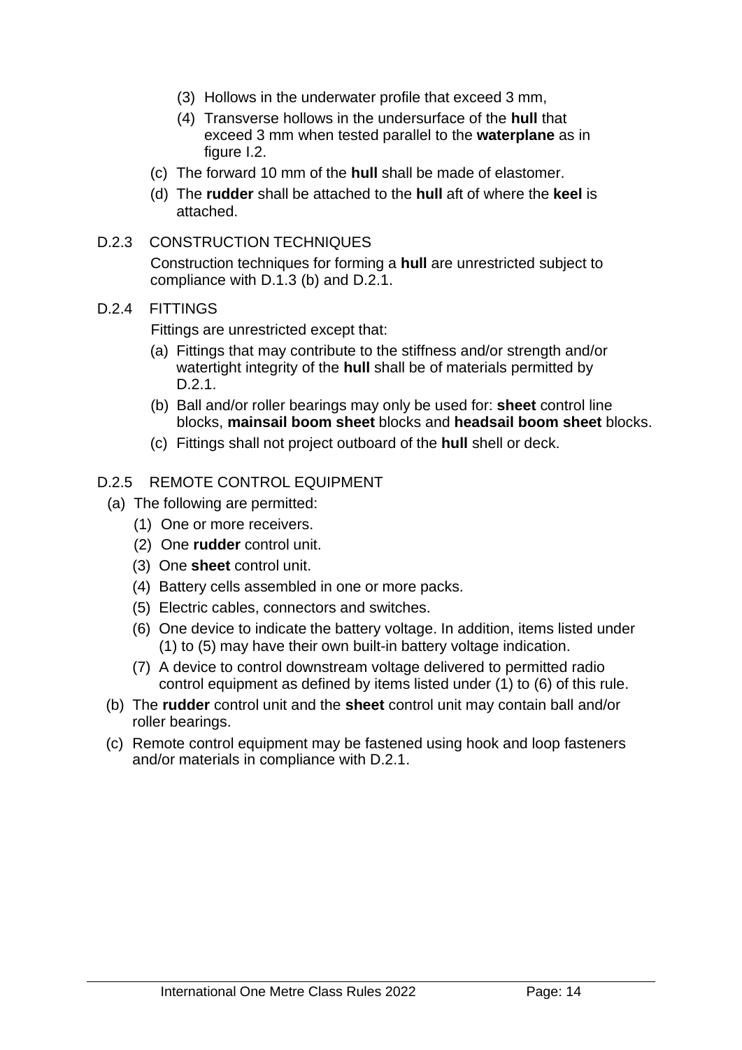(3) Hollows in the underwater profile that exceed 3 mm,

(4) Transverse hollows in the undersurface of the **hull** that exceed 3 mm when tested parallel to the **waterplane** as in figure I.2.

(c) The forward 10 mm of the **hull** shall be made of elastomer.

(d) The **rudder** shall be attached to the **hull** aft of where the **keel** is attached.

### D.2.3 CONSTRUCTION TECHNIQUES

Construction techniques for forming a **hull** are unrestricted subject to compliance with D.1.3 (b) and D.2.1.

### D.2.4 FITTINGS

Fittings are unrestricted except that:

(a) Fittings that may contribute to the stiffness and/or strength and/or watertight integrity of the **hull** shall be of materials permitted by D.2.1.

(b) Ball and/or roller bearings may only be used for: **sheet** control line blocks, **mainsail boom sheet** blocks and **headsail boom sheet** blocks.

(c) Fittings shall not project outboard of the **hull** shell or deck.

### D.2.5 REMOTE CONTROL EQUIPMENT

(a) The following are permitted:

(1) One or more receivers.

(2) One **rudder** control unit.

(3) One **sheet** control unit.

(4) Battery cells assembled in one or more packs.

(5) Electric cables, connectors and switches.

(6) One device to indicate the battery voltage. In addition, items listed under (1) to (5) may have their own built-in battery voltage indication.

(7) A device to control downstream voltage delivered to permitted radio control equipment as defined by items listed under (1) to (6) of this rule.

(b) The **rudder** control unit and the **sheet** control unit may contain ball and/or roller bearings.

(c) Remote control equipment may be fastened using hook and loop fasteners and/or materials in compliance with D.2.1.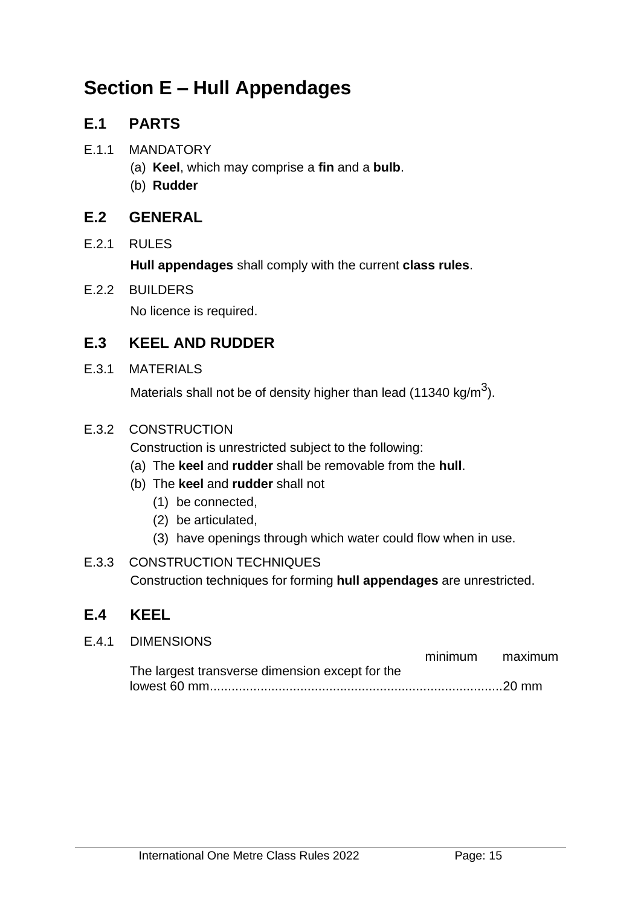# Section E – Hull Appendages

## E.1 PARTS

E.1.1 MANDATORY

(a) **Keel**, which may comprise a **fin** and a **bulb**.
(b) **Rudder**

## E.2 GENERAL

E.2.1 RULES

**Hull appendages** shall comply with the current **class rules**.

E.2.2 BUILDERS

No licence is required.

## E.3 KEEL AND RUDDER

E.3.1 MATERIALS

Materials shall not be of density higher than lead (11340 kg/m$^3$).

E.3.2 CONSTRUCTION

Construction is unrestricted subject to the following:

(a) The **keel** and **rudder** shall be removable from the **hull**.
(b) The **keel** and **rudder** shall not
    (1) be connected,
    (2) be articulated,
    (3) have openings through which water could flow when in use.

E.3.3 CONSTRUCTION TECHNIQUES

Construction techniques for forming **hull appendages** are unrestricted.

## E.4 KEEL

E.4.1 DIMENSIONS

| | minimum | maximum |
|---|---|---|
| The largest transverse dimension except for the lowest 60 mm | | 20 mm |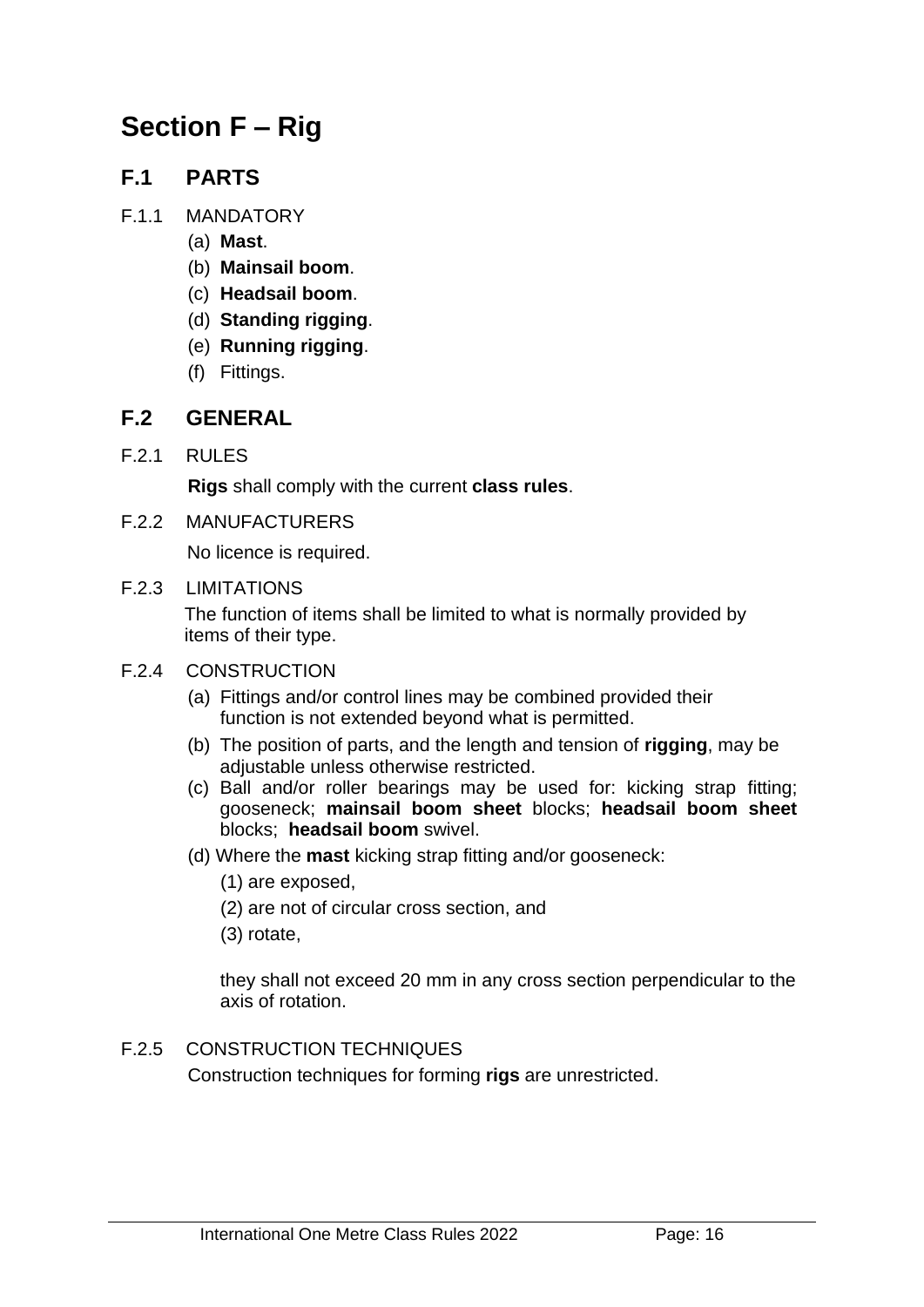# Section F – Rig

## F.1 PARTS

F.1.1 MANDATORY

(a) **Mast**.

(b) **Mainsail boom**.

(c) **Headsail boom**.

(d) **Standing rigging**.

(e) **Running rigging**.

(f) Fittings.

## F.2 GENERAL

F.2.1 RULES

**Rigs** shall comply with the current **class rules**.

F.2.2 MANUFACTURERS

No licence is required.

F.2.3 LIMITATIONS

The function of items shall be limited to what is normally provided by items of their type.

F.2.4 CONSTRUCTION

(a) Fittings and/or control lines may be combined provided their function is not extended beyond what is permitted.

(b) The position of parts, and the length and tension of **rigging**, may be adjustable unless otherwise restricted.

(c) Ball and/or roller bearings may be used for: kicking strap fitting; gooseneck; **mainsail boom sheet** blocks; **headsail boom sheet** blocks; **headsail boom** swivel.

(d) Where the **mast** kicking strap fitting and/or gooseneck:

(1) are exposed,

(2) are not of circular cross section, and

(3) rotate,

they shall not exceed 20 mm in any cross section perpendicular to the axis of rotation.

F.2.5 CONSTRUCTION TECHNIQUES

Construction techniques for forming **rigs** are unrestricted.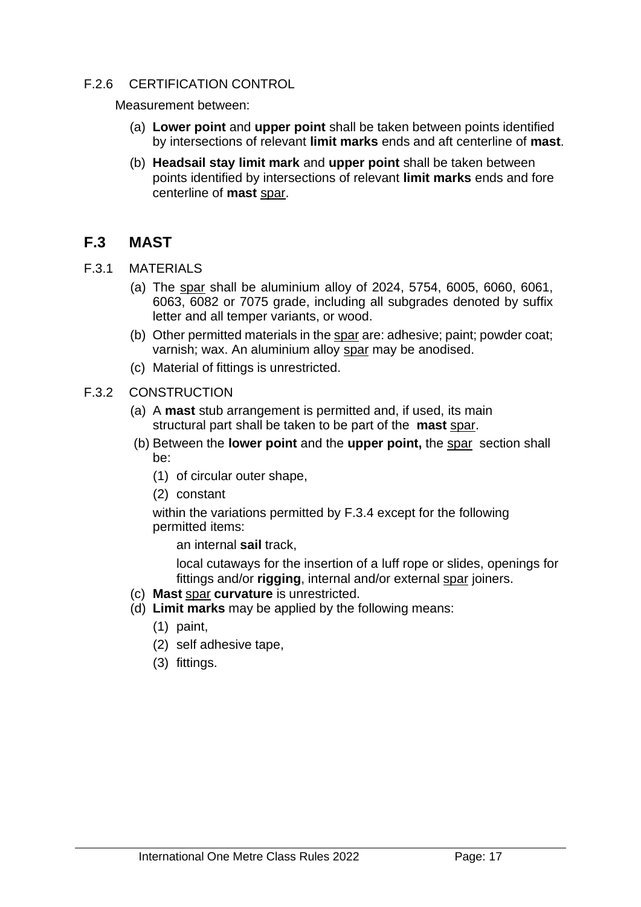F.2.6 CERTIFICATION CONTROL

Measurement between:

(a) **Lower point** and **upper point** shall be taken between points identified by intersections of relevant **limit marks** ends and aft centerline of **mast**.

(b) **Headsail stay limit mark** and **upper point** shall be taken between points identified by intersections of relevant **limit marks** ends and fore centerline of **mast** spar.

## F.3 MAST

F.3.1 MATERIALS

(a) The spar shall be aluminium alloy of 2024, 5754, 6005, 6060, 6061, 6063, 6082 or 7075 grade, including all subgrades denoted by suffix letter and all temper variants, or wood.

(b) Other permitted materials in the spar are: adhesive; paint; powder coat; varnish; wax. An aluminium alloy spar may be anodised.

(c) Material of fittings is unrestricted.

F.3.2 CONSTRUCTION

(a) A **mast** stub arrangement is permitted and, if used, its main structural part shall be taken to be part of the **mast** spar.

(b) Between the **lower point** and the **upper point,** the spar section shall be:

(1) of circular outer shape,

(2) constant

within the variations permitted by F.3.4 except for the following permitted items:

an internal **sail** track,

local cutaways for the insertion of a luff rope or slides, openings for fittings and/or **rigging**, internal and/or external spar joiners.

(c) **Mast** spar **curvature** is unrestricted.

(d) **Limit marks** may be applied by the following means:

(1) paint,

(2) self adhesive tape,

(3) fittings.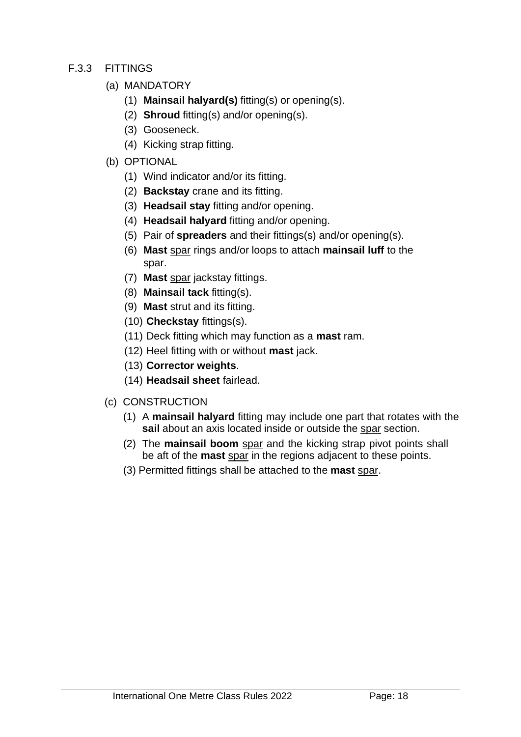### F.3.3 FITTINGS

(a) MANDATORY

(1) **Mainsail halyard(s)** fitting(s) or opening(s).

(2) **Shroud** fitting(s) and/or opening(s).

(3) Gooseneck.

(4) Kicking strap fitting.

(b) OPTIONAL

(1) Wind indicator and/or its fitting.

(2) **Backstay** crane and its fitting.

(3) **Headsail stay** fitting and/or opening.

(4) **Headsail halyard** fitting and/or opening.

(5) Pair of **spreaders** and their fittings(s) and/or opening(s).

(6) **Mast** spar rings and/or loops to attach **mainsail luff** to the spar.

(7) **Mast** spar jackstay fittings.

(8) **Mainsail tack** fitting(s).

(9) **Mast** strut and its fitting.

(10) **Checkstay** fittings(s).

(11) Deck fitting which may function as a **mast** ram.

(12) Heel fitting with or without **mast** jack.

(13) **Corrector weights**.

(14) **Headsail sheet** fairlead.

(c) CONSTRUCTION

(1) A **mainsail halyard** fitting may include one part that rotates with the **sail** about an axis located inside or outside the spar section.

(2) The **mainsail boom** spar and the kicking strap pivot points shall be aft of the **mast** spar in the regions adjacent to these points.

(3) Permitted fittings shall be attached to the **mast** spar.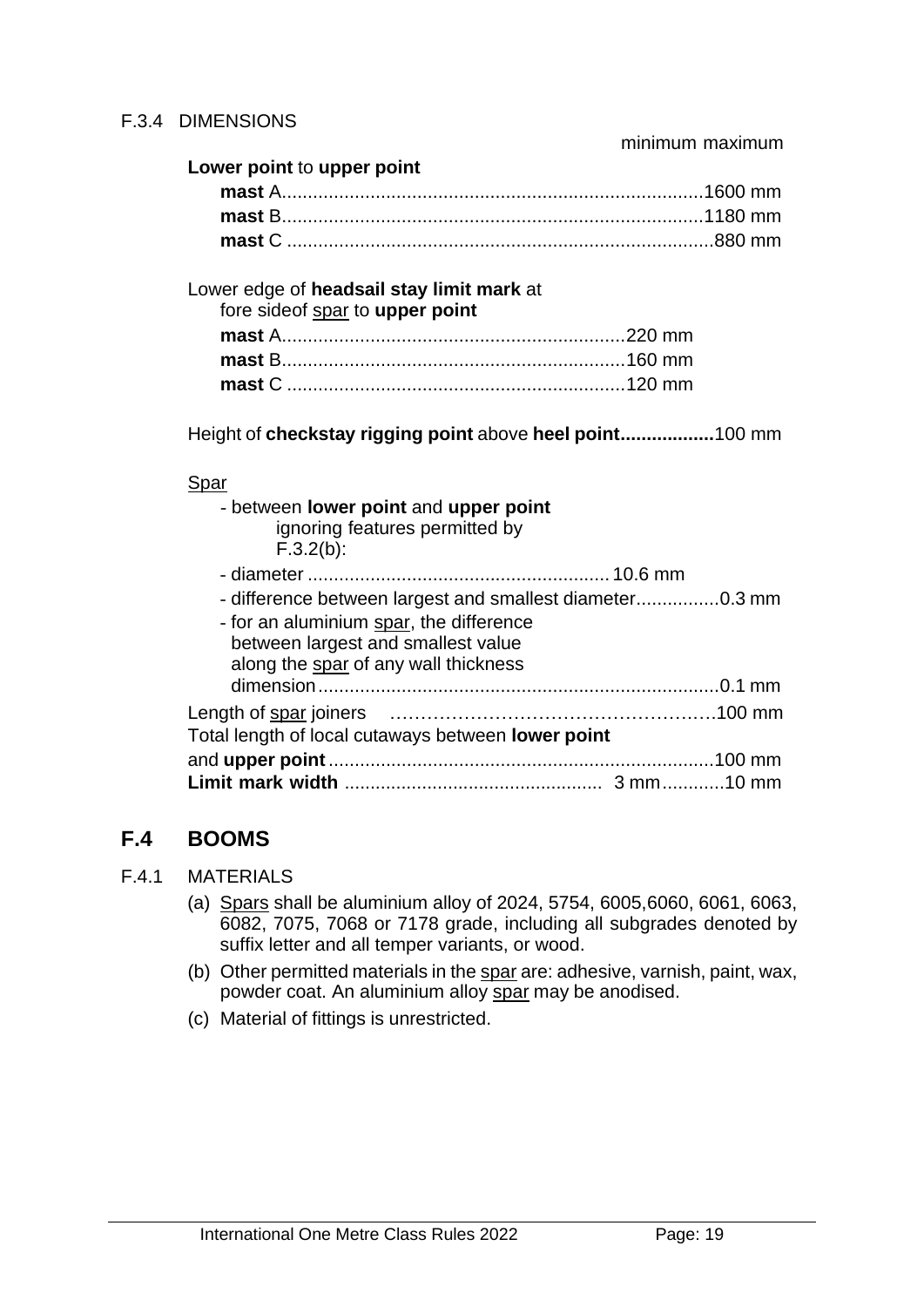F.3.4 DIMENSIONS

| | minimum | maximum |
|---|---|---|
| **Lower point** to **upper point** | | |
| **mast** A | | 1600 mm |
| **mast** B | | 1180 mm |
| **mast** C | | 880 mm |
| Lower edge of **headsail stay limit mark** at fore sideof spar to **upper point** | | |
| **mast** A | 220 mm | |
| **mast** B | 160 mm | |
| **mast** C | 120 mm | |
| Height of **checkstay rigging point** above **heel point** | | 100 mm |
| Spar | | |
| - between **lower point** and **upper point** ignoring features permitted by F.3.2(b): | | |
| - diameter | 10.6 mm | |
| - difference between largest and smallest diameter | | 0.3 mm |
| - for an aluminium spar, the difference between largest and smallest value along the spar of any wall thickness dimension | | 0.1 mm |
| Length of spar joiners | | 100 mm |
| Total length of local cutaways between **lower point** and **upper point** | | 100 mm |
| **Limit mark width** | 3 mm | 10 mm |

## F.4 BOOMS

F.4.1 MATERIALS

(a) Spars shall be aluminium alloy of 2024, 5754, 6005,6060, 6061, 6063, 6082, 7075, 7068 or 7178 grade, including all subgrades denoted by suffix letter and all temper variants, or wood.

(b) Other permitted materials in the spar are: adhesive, varnish, paint, wax, powder coat. An aluminium alloy spar may be anodised.

(c) Material of fittings is unrestricted.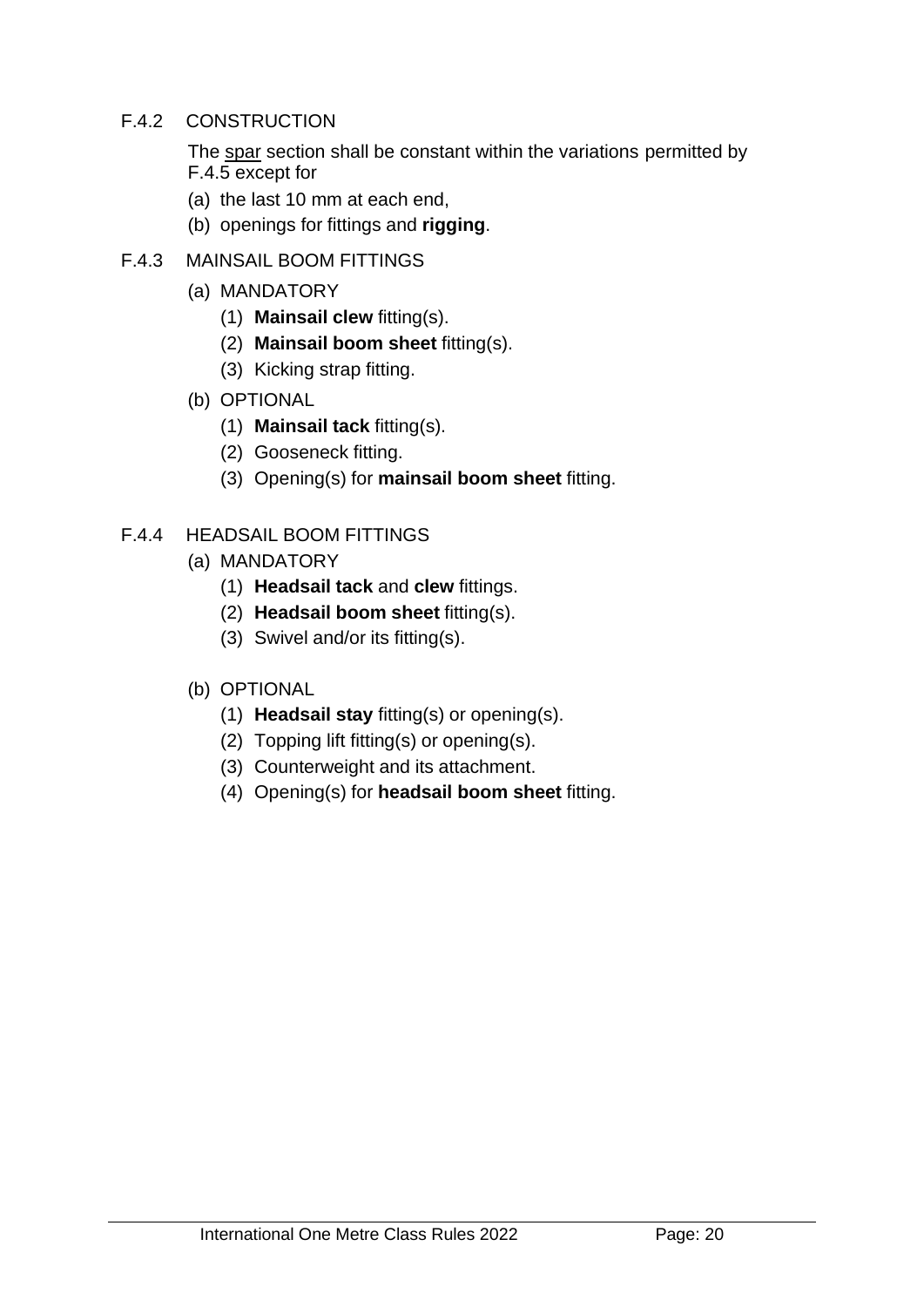### F.4.2 CONSTRUCTION

The <u>spar</u> section shall be constant within the variations permitted by F.4.5 except for

(a) the last 10 mm at each end,

(b) openings for fittings and **rigging**.

### F.4.3 MAINSAIL BOOM FITTINGS

(a) MANDATORY

(1) **Mainsail clew** fitting(s).

(2) **Mainsail boom sheet** fitting(s).

(3) Kicking strap fitting.

(b) OPTIONAL

(1) **Mainsail tack** fitting(s).

(2) Gooseneck fitting.

(3) Opening(s) for **mainsail boom sheet** fitting.

### F.4.4 HEADSAIL BOOM FITTINGS

(a) MANDATORY

(1) **Headsail tack** and **clew** fittings.

(2) **Headsail boom sheet** fitting(s).

(3) Swivel and/or its fitting(s).

(b) OPTIONAL

(1) **Headsail stay** fitting(s) or opening(s).

(2) Topping lift fitting(s) or opening(s).

(3) Counterweight and its attachment.

(4) Opening(s) for **headsail boom sheet** fitting.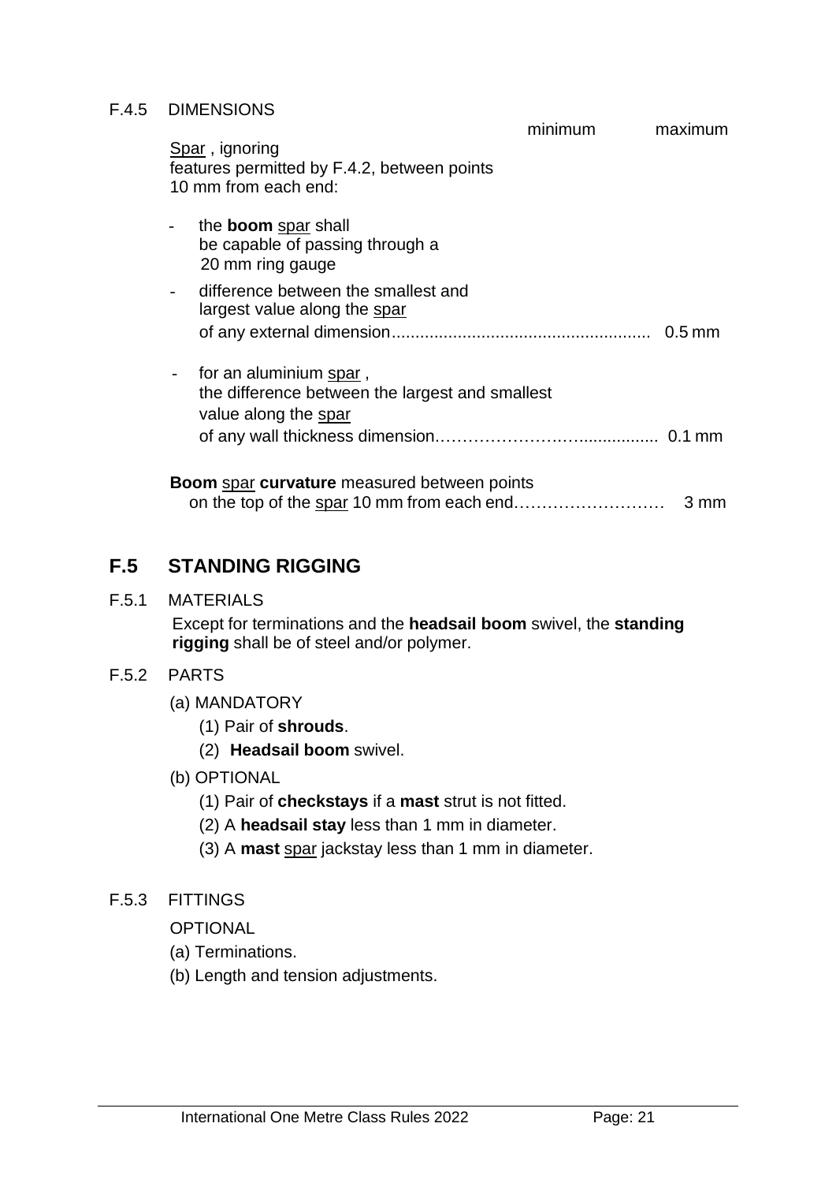F.4.5 DIMENSIONS

| | minimum | maximum |
|---|---|---|
| <u>Spar</u> , ignoring features permitted by F.4.2, between points 10 mm from each end: | | |
| - the **boom** <u>spar</u> shall be capable of passing through a 20 mm ring gauge | | |
| - difference between the smallest and largest value along the <u>spar</u> of any external dimension...................................................... | | 0.5 mm |
| - for an aluminium <u>spar</u> , the difference between the largest and smallest value along the <u>spar</u> of any wall thickness dimension…………………….…................ | | 0.1 mm |
| **Boom** <u>spar</u> **curvature** measured between points on the top of the <u>spar</u> 10 mm from each end……………………… | | 3 mm |

## F.5 STANDING RIGGING

F.5.1 MATERIALS

Except for terminations and the **headsail boom** swivel, the **standing rigging** shall be of steel and/or polymer.

F.5.2 PARTS

(a) MANDATORY

(1) Pair of **shrouds**.

(2) **Headsail boom** swivel.

(b) OPTIONAL

(1) Pair of **checkstays** if a **mast** strut is not fitted.

(2) A **headsail stay** less than 1 mm in diameter.

(3) A **mast** <u>spar</u> jackstay less than 1 mm in diameter.

F.5.3 FITTINGS

OPTIONAL

(a) Terminations.

(b) Length and tension adjustments.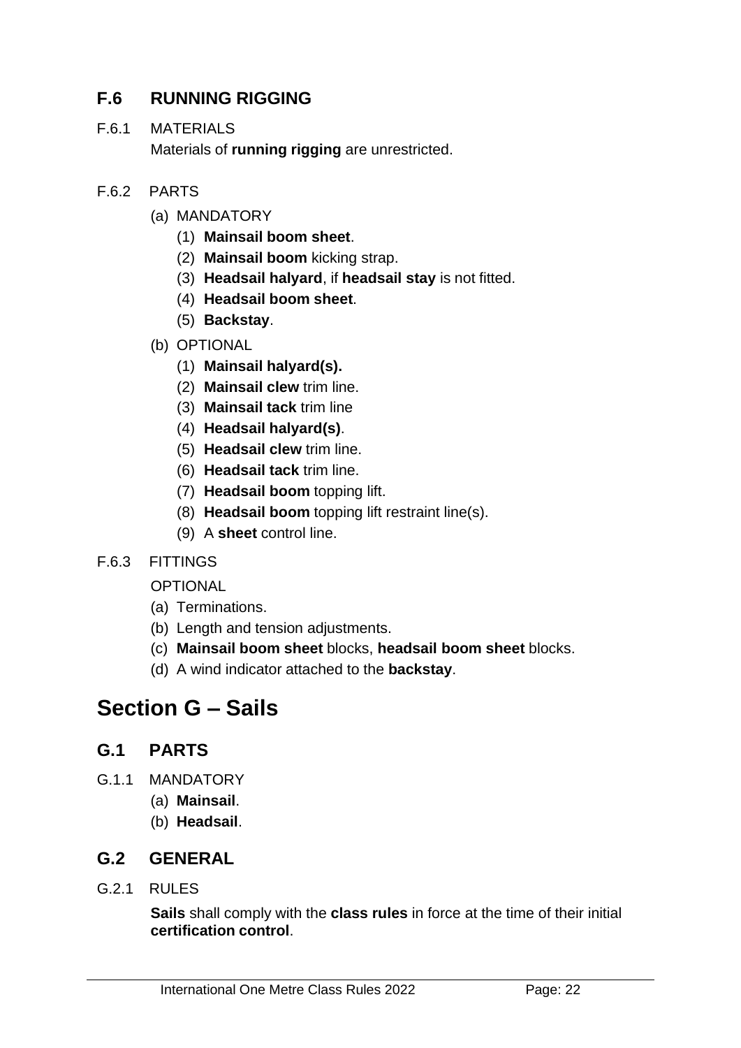## F.6 RUNNING RIGGING

F.6.1 MATERIALS

Materials of **running rigging** are unrestricted.

F.6.2 PARTS

(a) MANDATORY

(1) **Mainsail boom sheet**.
(2) **Mainsail boom** kicking strap.
(3) **Headsail halyard**, if **headsail stay** is not fitted.
(4) **Headsail boom sheet**.
(5) **Backstay**.

(b) OPTIONAL

(1) **Mainsail halyard(s).**
(2) **Mainsail clew** trim line.
(3) **Mainsail tack** trim line
(4) **Headsail halyard(s)**.
(5) **Headsail clew** trim line.
(6) **Headsail tack** trim line.
(7) **Headsail boom** topping lift.
(8) **Headsail boom** topping lift restraint line(s).
(9) A **sheet** control line.

F.6.3 FITTINGS

OPTIONAL

(a) Terminations.
(b) Length and tension adjustments.
(c) **Mainsail boom sheet** blocks, **headsail boom sheet** blocks.
(d) A wind indicator attached to the **backstay**.

# Section G – Sails

## G.1 PARTS

G.1.1 MANDATORY

(a) **Mainsail**.
(b) **Headsail**.

## G.2 GENERAL

G.2.1 RULES

**Sails** shall comply with the **class rules** in force at the time of their initial **certification control**.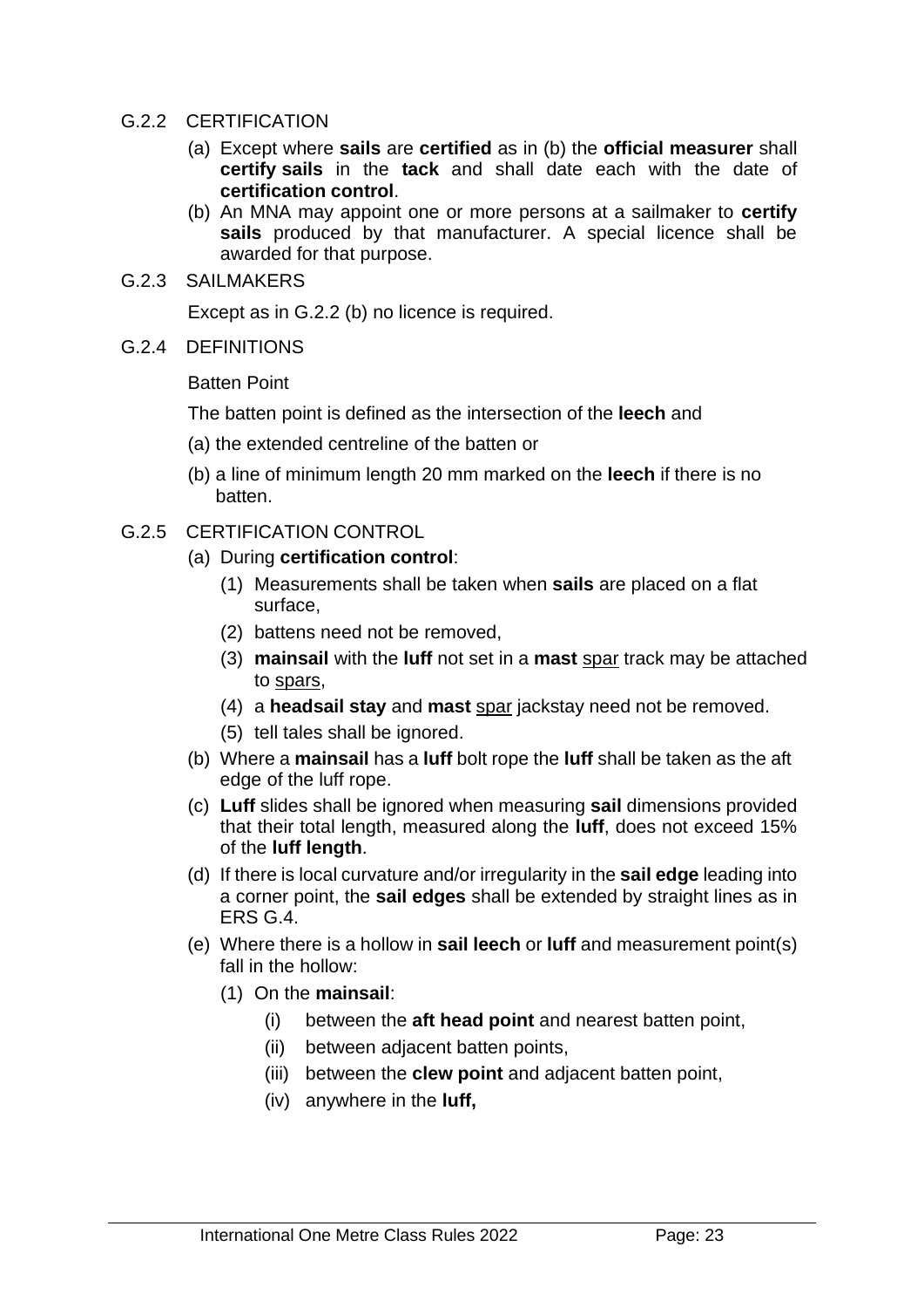## G.2.2 CERTIFICATION

(a) Except where **sails** are **certified** as in (b) the **official measurer** shall **certify sails** in the **tack** and shall date each with the date of **certification control**.

(b) An MNA may appoint one or more persons at a sailmaker to **certify sails** produced by that manufacturer. A special licence shall be awarded for that purpose.

## G.2.3 SAILMAKERS

Except as in G.2.2 (b) no licence is required.

## G.2.4 DEFINITIONS

Batten Point

The batten point is defined as the intersection of the **leech** and

(a) the extended centreline of the batten or

(b) a line of minimum length 20 mm marked on the **leech** if there is no batten.

## G.2.5 CERTIFICATION CONTROL

(a) During **certification control**:

   (1) Measurements shall be taken when **sails** are placed on a flat surface,

   (2) battens need not be removed,

   (3) **mainsail** with the **luff** not set in a **mast** spar track may be attached to spars,

   (4) a **headsail stay** and **mast** spar jackstay need not be removed.

   (5) tell tales shall be ignored.

(b) Where a **mainsail** has a **luff** bolt rope the **luff** shall be taken as the aft edge of the luff rope.

(c) **Luff** slides shall be ignored when measuring **sail** dimensions provided that their total length, measured along the **luff**, does not exceed 15% of the **luff length**.

(d) If there is local curvature and/or irregularity in the **sail edge** leading into a corner point, the **sail edges** shall be extended by straight lines as in ERS G.4.

(e) Where there is a hollow in **sail leech** or **luff** and measurement point(s) fall in the hollow:

   (1) On the **mainsail**:

      (i) between the **aft head point** and nearest batten point,

      (ii) between adjacent batten points,

      (iii) between the **clew point** and adjacent batten point,

      (iv) anywhere in the **luff,**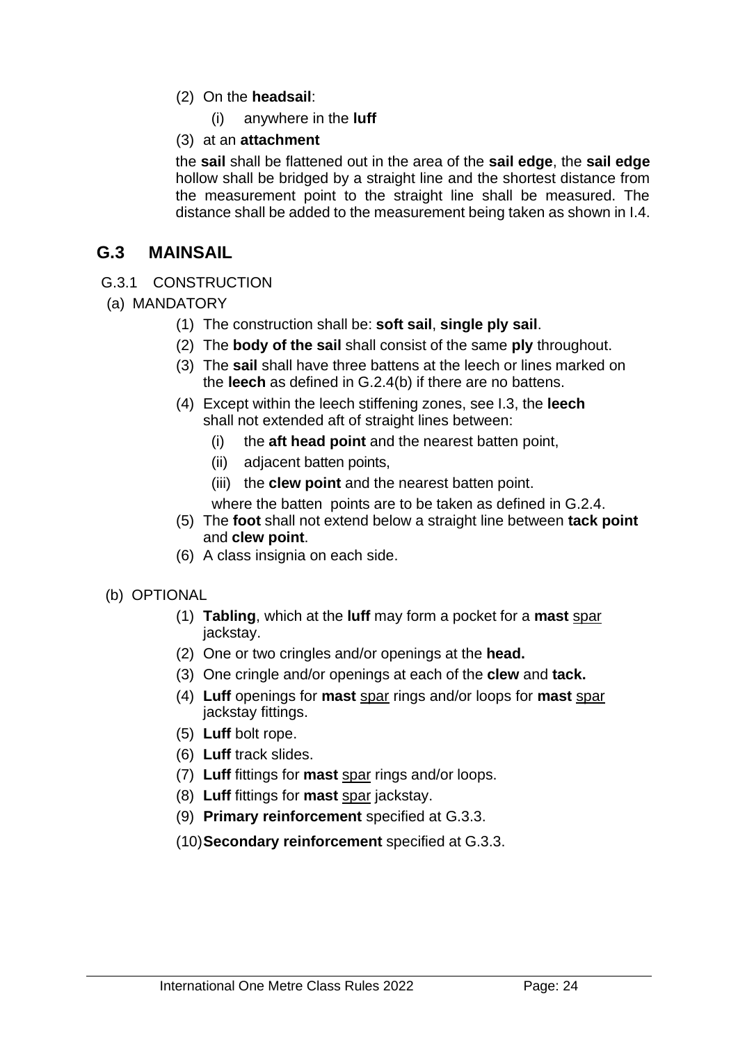(2) On the **headsail**:

(i) anywhere in the **luff**

(3) at an **attachment**

the **sail** shall be flattened out in the area of the **sail edge**, the **sail edge** hollow shall be bridged by a straight line and the shortest distance from the measurement point to the straight line shall be measured. The distance shall be added to the measurement being taken as shown in I.4.

## G.3 MAINSAIL

G.3.1 CONSTRUCTION

(a) MANDATORY

(1) The construction shall be: **soft sail**, **single ply sail**.

(2) The **body of the sail** shall consist of the same **ply** throughout.

(3) The **sail** shall have three battens at the leech or lines marked on the **leech** as defined in G.2.4(b) if there are no battens.

(4) Except within the leech stiffening zones, see I.3, the **leech** shall not extended aft of straight lines between:

(i) the **aft head point** and the nearest batten point,

(ii) adjacent batten points,

(iii) the **clew point** and the nearest batten point.

where the batten points are to be taken as defined in G.2.4.

(5) The **foot** shall not extend below a straight line between **tack point** and **clew point**.

(6) A class insignia on each side.

(b) OPTIONAL

(1) **Tabling**, which at the **luff** may form a pocket for a **mast** spar jackstay.

(2) One or two cringles and/or openings at the **head.**

(3) One cringle and/or openings at each of the **clew** and **tack.**

(4) **Luff** openings for **mast** spar rings and/or loops for **mast** spar jackstay fittings.

(5) **Luff** bolt rope.

(6) **Luff** track slides.

(7) **Luff** fittings for **mast** spar rings and/or loops.

(8) **Luff** fittings for **mast** spar jackstay.

(9) **Primary reinforcement** specified at G.3.3.

(10) **Secondary reinforcement** specified at G.3.3.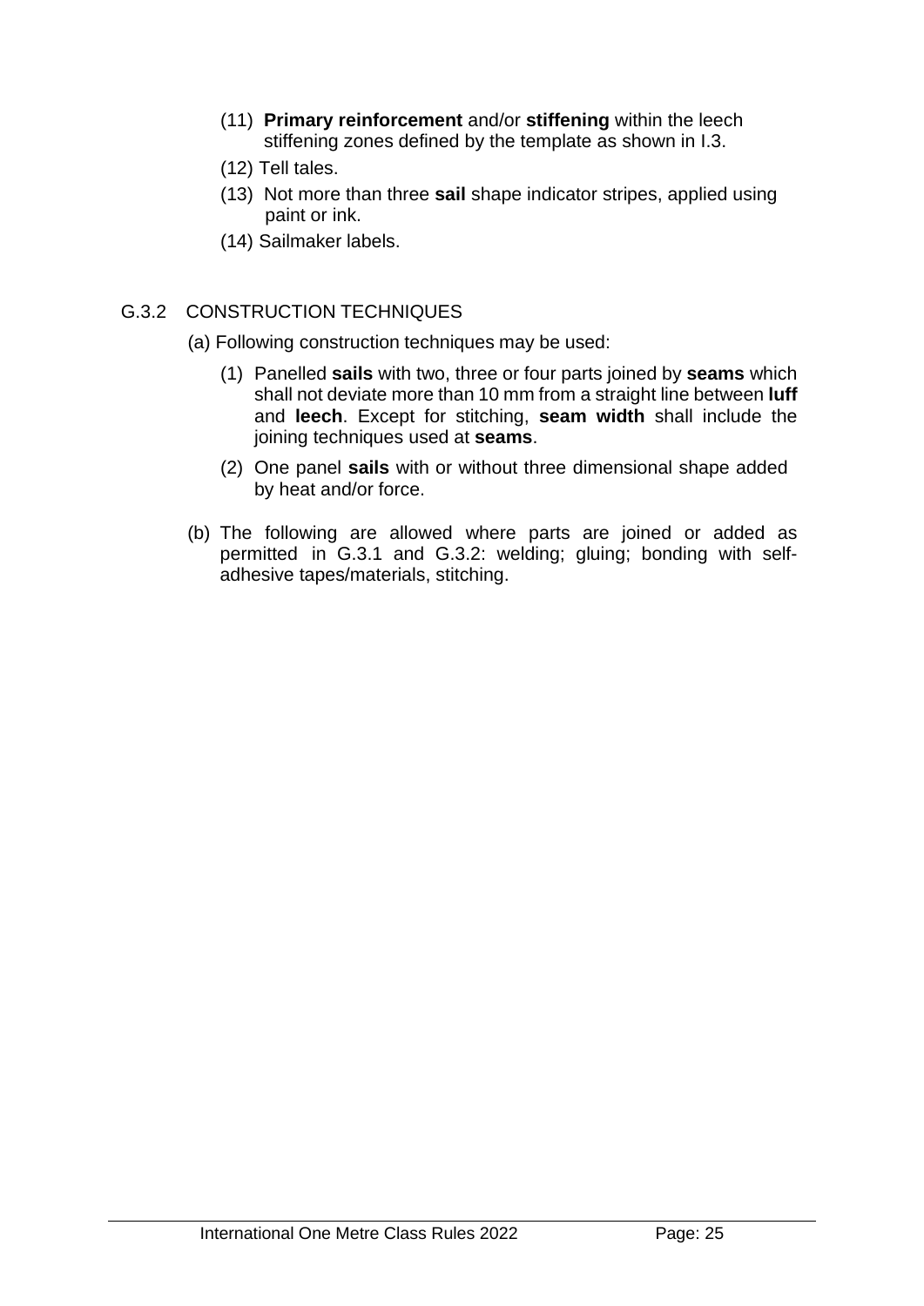(11) **Primary reinforcement** and/or **stiffening** within the leech stiffening zones defined by the template as shown in I.3.

(12) Tell tales.

(13) Not more than three **sail** shape indicator stripes, applied using paint or ink.

(14) Sailmaker labels.

### G.3.2 CONSTRUCTION TECHNIQUES

(a) Following construction techniques may be used:

(1) Panelled **sails** with two, three or four parts joined by **seams** which shall not deviate more than 10 mm from a straight line between **luff** and **leech**. Except for stitching, **seam width** shall include the joining techniques used at **seams**.

(2) One panel **sails** with or without three dimensional shape added by heat and/or force.

(b) The following are allowed where parts are joined or added as permitted in G.3.1 and G.3.2: welding; gluing; bonding with self-adhesive tapes/materials, stitching.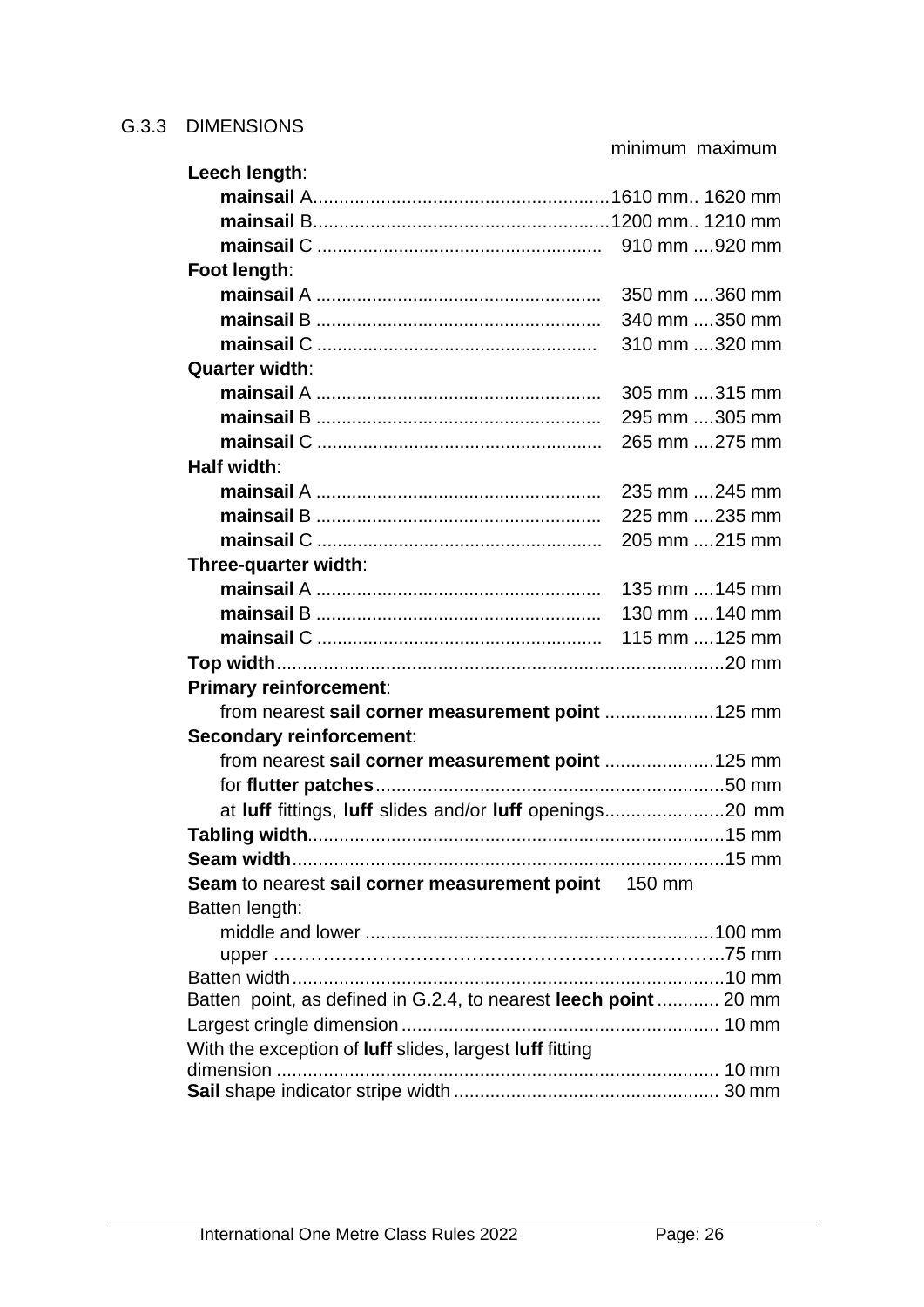### G.3.3 DIMENSIONS

| | minimum | maximum |
|---|---|---|
| **Leech length**: | | |
| **mainsail** A | 1610 mm | 1620 mm |
| **mainsail** B | 1200 mm | 1210 mm |
| **mainsail** C | 910 mm | 920 mm |
| **Foot length**: | | |
| **mainsail** A | 350 mm | 360 mm |
| **mainsail** B | 340 mm | 350 mm |
| **mainsail** C | 310 mm | 320 mm |
| **Quarter width**: | | |
| **mainsail** A | 305 mm | 315 mm |
| **mainsail** B | 295 mm | 305 mm |
| **mainsail** C | 265 mm | 275 mm |
| **Half width**: | | |
| **mainsail** A | 235 mm | 245 mm |
| **mainsail** B | 225 mm | 235 mm |
| **mainsail** C | 205 mm | 215 mm |
| **Three-quarter width**: | | |
| **mainsail** A | 135 mm | 145 mm |
| **mainsail** B | 130 mm | 140 mm |
| **mainsail** C | 115 mm | 125 mm |
| **Top width** | | 20 mm |
| **Primary reinforcement**: | | |
| from nearest **sail corner measurement point** | | 125 mm |
| **Secondary reinforcement**: | | |
| from nearest **sail corner measurement point** | | 125 mm |
| for **flutter patches** | | 50 mm |
| at **luff** fittings, **luff** slides and/or **luff** openings | | 20 mm |
| **Tabling width** | | 15 mm |
| **Seam width** | | 15 mm |
| **Seam** to nearest **sail corner measurement point** | 150 mm | |
| Batten length: | | |
| middle and lower | | 100 mm |
| upper | | 75 mm |
| Batten width | | 10 mm |
| Batten point, as defined in G.2.4, to nearest **leech point** | | 20 mm |
| Largest cringle dimension | | 10 mm |
| With the exception of **luff** slides, largest **luff** fitting dimension | | 10 mm |
| **Sail** shape indicator stripe width | | 30 mm |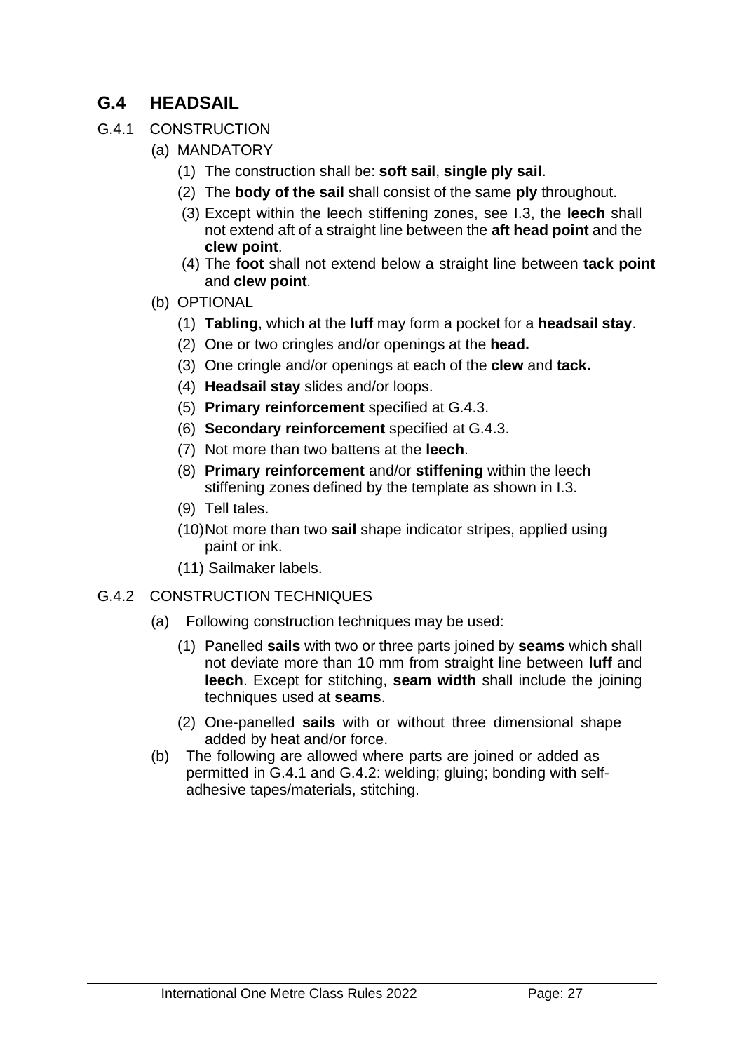## G.4 HEADSAIL

G.4.1 CONSTRUCTION

(a) MANDATORY

(1) The construction shall be: **soft sail**, **single ply sail**.

(2) The **body of the sail** shall consist of the same **ply** throughout.

(3) Except within the leech stiffening zones, see I.3, the **leech** shall not extend aft of a straight line between the **aft head point** and the **clew point**.

(4) The **foot** shall not extend below a straight line between **tack point** and **clew point**.

(b) OPTIONAL

(1) **Tabling**, which at the **luff** may form a pocket for a **headsail stay**.

(2) One or two cringles and/or openings at the **head.**

(3) One cringle and/or openings at each of the **clew** and **tack.**

(4) **Headsail stay** slides and/or loops.

(5) **Primary reinforcement** specified at G.4.3.

(6) **Secondary reinforcement** specified at G.4.3.

(7) Not more than two battens at the **leech**.

(8) **Primary reinforcement** and/or **stiffening** within the leech stiffening zones defined by the template as shown in I.3.

(9) Tell tales.

(10) Not more than two **sail** shape indicator stripes, applied using paint or ink.

(11) Sailmaker labels.

G.4.2 CONSTRUCTION TECHNIQUES

(a) Following construction techniques may be used:

(1) Panelled **sails** with two or three parts joined by **seams** which shall not deviate more than 10 mm from straight line between **luff** and **leech**. Except for stitching, **seam width** shall include the joining techniques used at **seams**.

(2) One-panelled **sails** with or without three dimensional shape added by heat and/or force.

(b) The following are allowed where parts are joined or added as permitted in G.4.1 and G.4.2: welding; gluing; bonding with self-adhesive tapes/materials, stitching.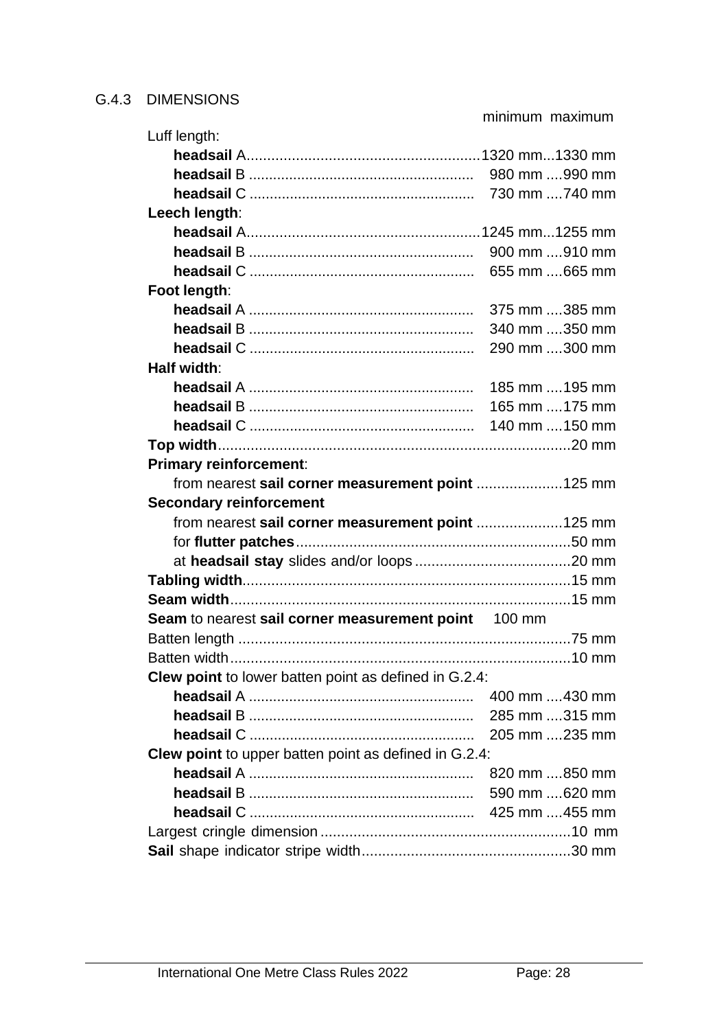### G.4.3 DIMENSIONS

| | minimum | maximum |
|---|---|---|
| Luff length: | | |
| **headsail** A | 1320 mm | 1330 mm |
| **headsail** B | 980 mm | 990 mm |
| **headsail** C | 730 mm | 740 mm |
| **Leech length**: | | |
| **headsail** A | 1245 mm | 1255 mm |
| **headsail** B | 900 mm | 910 mm |
| **headsail** C | 655 mm | 665 mm |
| **Foot length**: | | |
| **headsail** A | 375 mm | 385 mm |
| **headsail** B | 340 mm | 350 mm |
| **headsail** C | 290 mm | 300 mm |
| **Half width**: | | |
| **headsail** A | 185 mm | 195 mm |
| **headsail** B | 165 mm | 175 mm |
| **headsail** C | 140 mm | 150 mm |
| **Top width** | | 20 mm |
| **Primary reinforcement**: | | |
| from nearest **sail corner measurement point** | | 125 mm |
| **Secondary reinforcement** | | |
| from nearest **sail corner measurement point** | | 125 mm |
| for **flutter patches** | | 50 mm |
| at **headsail stay** slides and/or loops | | 20 mm |
| **Tabling width** | | 15 mm |
| **Seam width** | | 15 mm |
| **Seam** to nearest **sail corner measurement point** | 100 mm | |
| Batten length | | 75 mm |
| Batten width | | 10 mm |
| **Clew point** to lower batten point as defined in G.2.4: | | |
| **headsail** A | 400 mm | 430 mm |
| **headsail** B | 285 mm | 315 mm |
| **headsail** C | 205 mm | 235 mm |
| **Clew point** to upper batten point as defined in G.2.4: | | |
| **headsail** A | 820 mm | 850 mm |
| **headsail** B | 590 mm | 620 mm |
| **headsail** C | 425 mm | 455 mm |
| Largest cringle dimension | | 10 mm |
| **Sail** shape indicator stripe width | | 30 mm |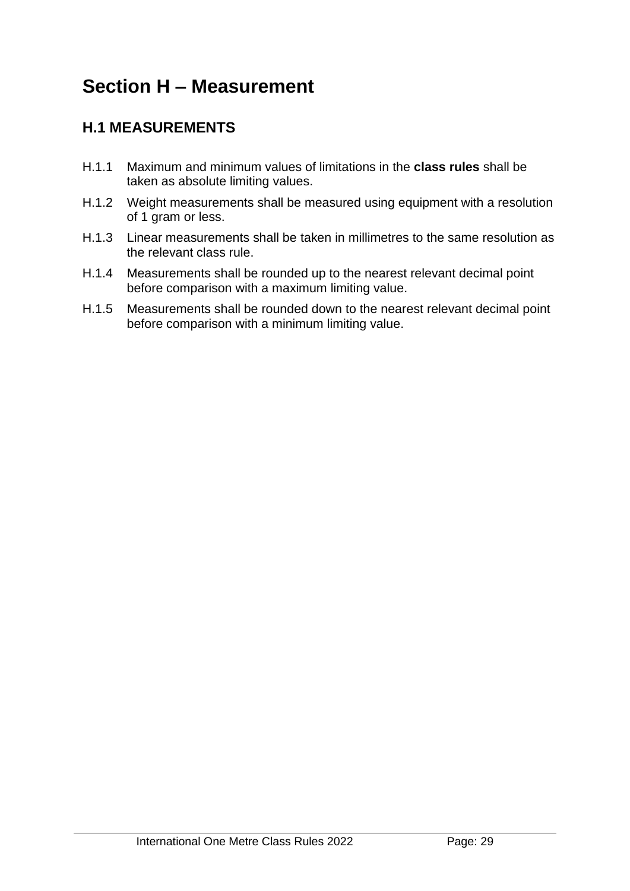# Section H – Measurement

## H.1 MEASUREMENTS

H.1.1 Maximum and minimum values of limitations in the **class rules** shall be taken as absolute limiting values.

H.1.2 Weight measurements shall be measured using equipment with a resolution of 1 gram or less.

H.1.3 Linear measurements shall be taken in millimetres to the same resolution as the relevant class rule.

H.1.4 Measurements shall be rounded up to the nearest relevant decimal point before comparison with a maximum limiting value.

H.1.5 Measurements shall be rounded down to the nearest relevant decimal point before comparison with a minimum limiting value.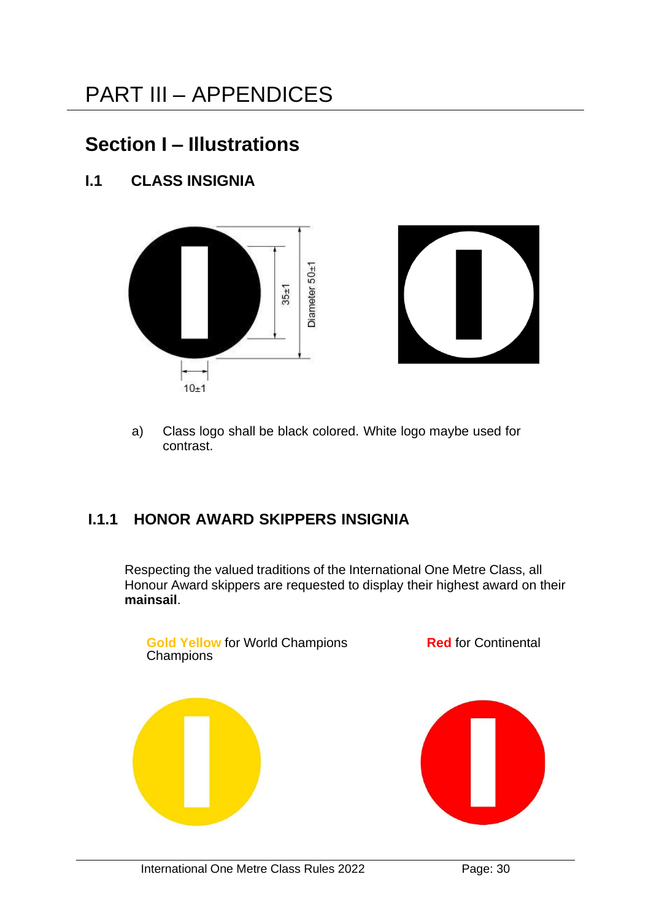# PART III – APPENDICES

## Section I – Illustrations

### I.1 CLASS INSIGNIA

a) Class logo shall be black colored. White logo maybe used for contrast.

### I.1.1 HONOR AWARD SKIPPERS INSIGNIA

Respecting the valued traditions of the International One Metre Class, all Honour Award skippers are requested to display their highest award on their **mainsail**.

Gold Yellow for World Champions

Red for Continental Champions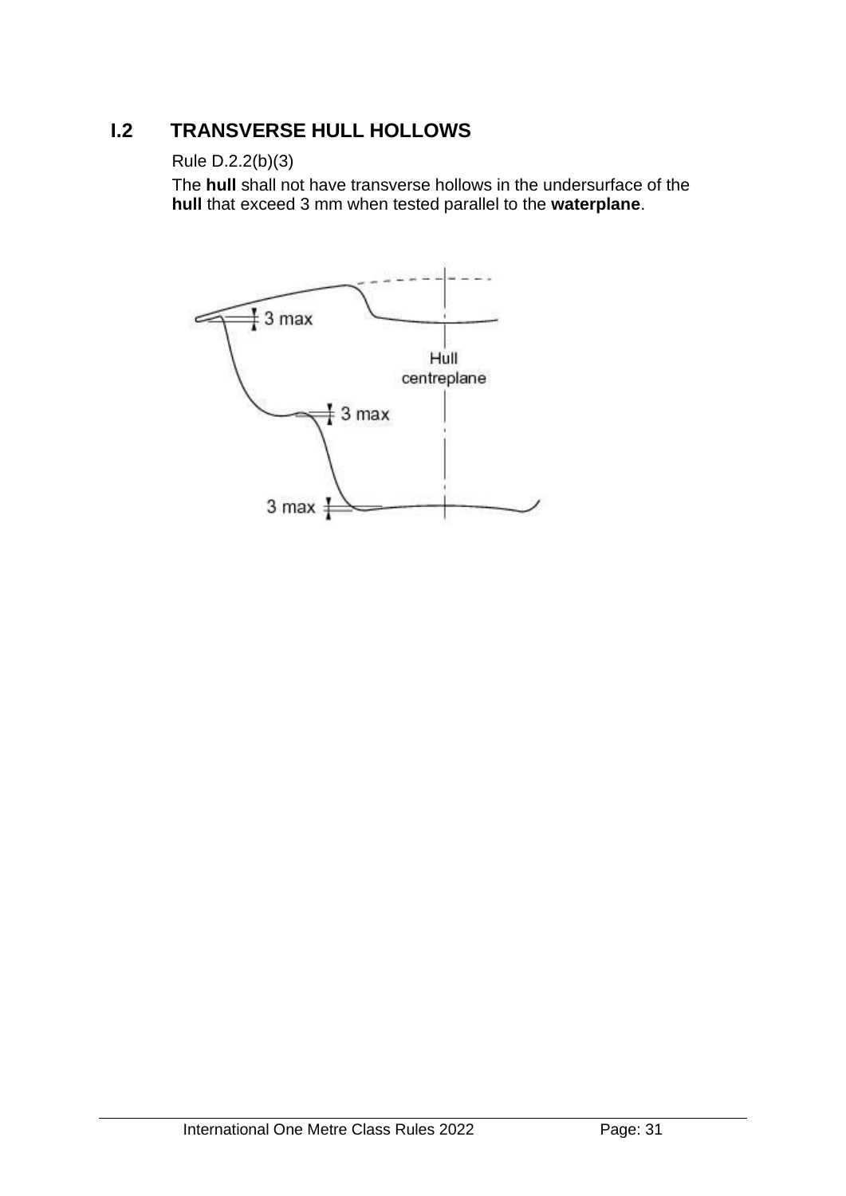## I.2 TRANSVERSE HULL HOLLOWS

Rule D.2.2(b)(3)

The **hull** shall not have transverse hollows in the undersurface of the **hull** that exceed 3 mm when tested parallel to the **waterplane**.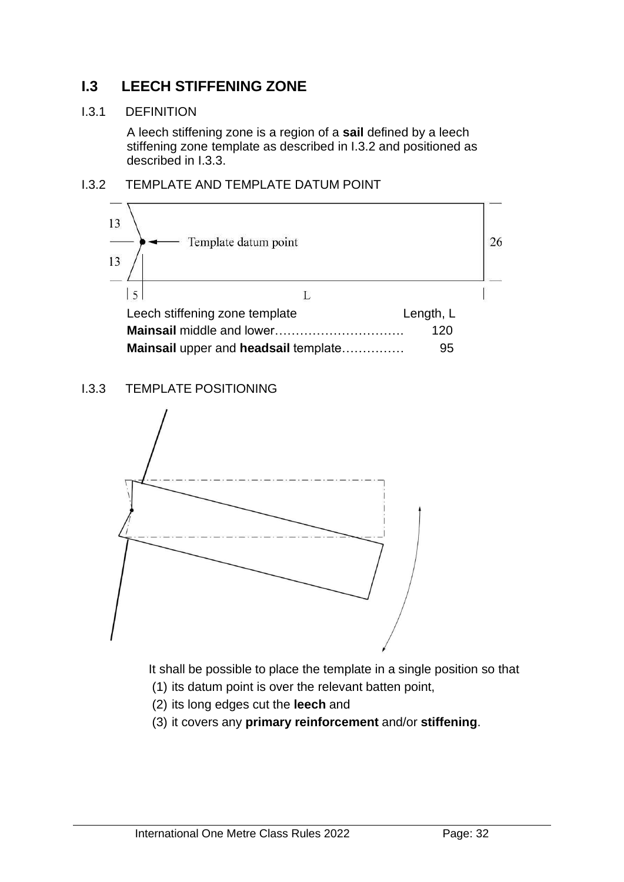## I.3 LEECH STIFFENING ZONE

### I.3.1 DEFINITION

A leech stiffening zone is a region of a **sail** defined by a leech stiffening zone template as described in I.3.2 and positioned as described in I.3.3.

### I.3.2 TEMPLATE AND TEMPLATE DATUM POINT

| Leech stiffening zone template | Length, L |
| --- | --- |
| **Mainsail** middle and lower………………………… | 120 |
| **Mainsail** upper and **headsail** template…………… | 95 |

### I.3.3 TEMPLATE POSITIONING

It shall be possible to place the template in a single position so that

(1) its datum point is over the relevant batten point,
(2) its long edges cut the **leech** and
(3) it covers any **primary reinforcement** and/or **stiffening**.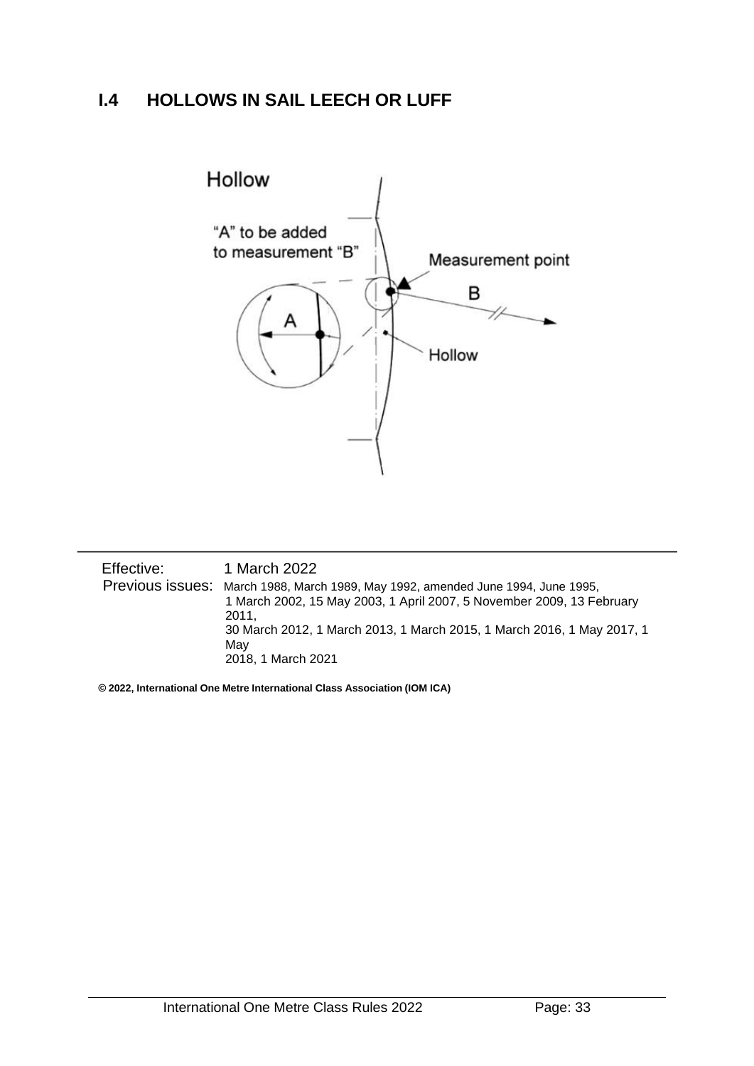## I.4 HOLLOWS IN SAIL LEECH OR LUFF

Hollow

"A" to be added to measurement "B"

Measurement point

B

A

Hollow

Effective: 1 March 2022

Previous issues: March 1988, March 1989, May 1992, amended June 1994, June 1995, 1 March 2002, 15 May 2003, 1 April 2007, 5 November 2009, 13 February 2011, 30 March 2012, 1 March 2013, 1 March 2015, 1 March 2016, 1 May 2017, 1 May 2018, 1 March 2021

**© 2022, International One Metre International Class Association (IOM ICA)**